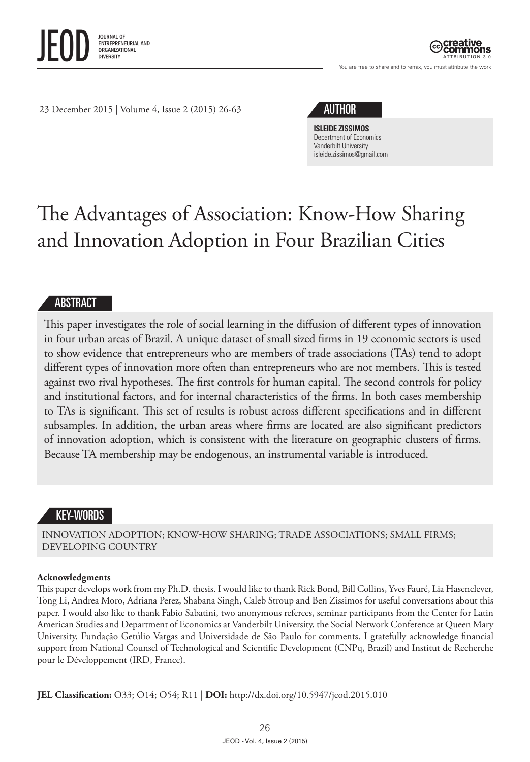23 December 2015 | Volume 4, Issue 2 (2015) 26-63

## AUTHOR

**ISLEIDE ZISSIMOS**
Department of Economics
Vanderbilt University
isleide.zissimos@gmail.com

# The Advantages of Association: Know-How Sharing and Innovation Adoption in Four Brazilian Cities

## ABSTRACT

This paper investigates the role of social learning in the diffusion of different types of innovation in four urban areas of Brazil. A unique dataset of small sized firms in 19 economic sectors is used to show evidence that entrepreneurs who are members of trade associations (TAs) tend to adopt different types of innovation more often than entrepreneurs who are not members. This is tested against two rival hypotheses. The first controls for human capital. The second controls for policy and institutional factors, and for internal characteristics of the firms. In both cases membership to TAs is significant. This set of results is robust across different specifications and in different subsamples. In addition, the urban areas where firms are located are also significant predictors of innovation adoption, which is consistent with the literature on geographic clusters of firms. Because TA membership may be endogenous, an instrumental variable is introduced.

## KEY-WORDS

INNOVATION ADOPTION; KNOW-HOW SHARING; TRADE ASSOCIATIONS; SMALL FIRMS; DEVELOPING COUNTRY

**Acknowledgments**

This paper develops work from my Ph.D. thesis. I would like to thank Rick Bond, Bill Collins, Yves Fauré, Lia Hasenclever, Tong Li, Andrea Moro, Adriana Perez, Shabana Singh, Caleb Stroup and Ben Zissimos for useful conversations about this paper. I would also like to thank Fabio Sabatini, two anonymous referees, seminar participants from the Center for Latin American Studies and Department of Economics at Vanderbilt University, the Social Network Conference at Queen Mary University, Fundação Getúlio Vargas and Universidade de São Paulo for comments. I gratefully acknowledge financial support from National Counsel of Technological and Scientific Development (CNPq, Brazil) and Institut de Recherche pour le Développement (IRD, France).

**JEL Classification:** O33; O14; O54; R11 | **DOI:** http://dx.doi.org/10.5947/jeod.2015.010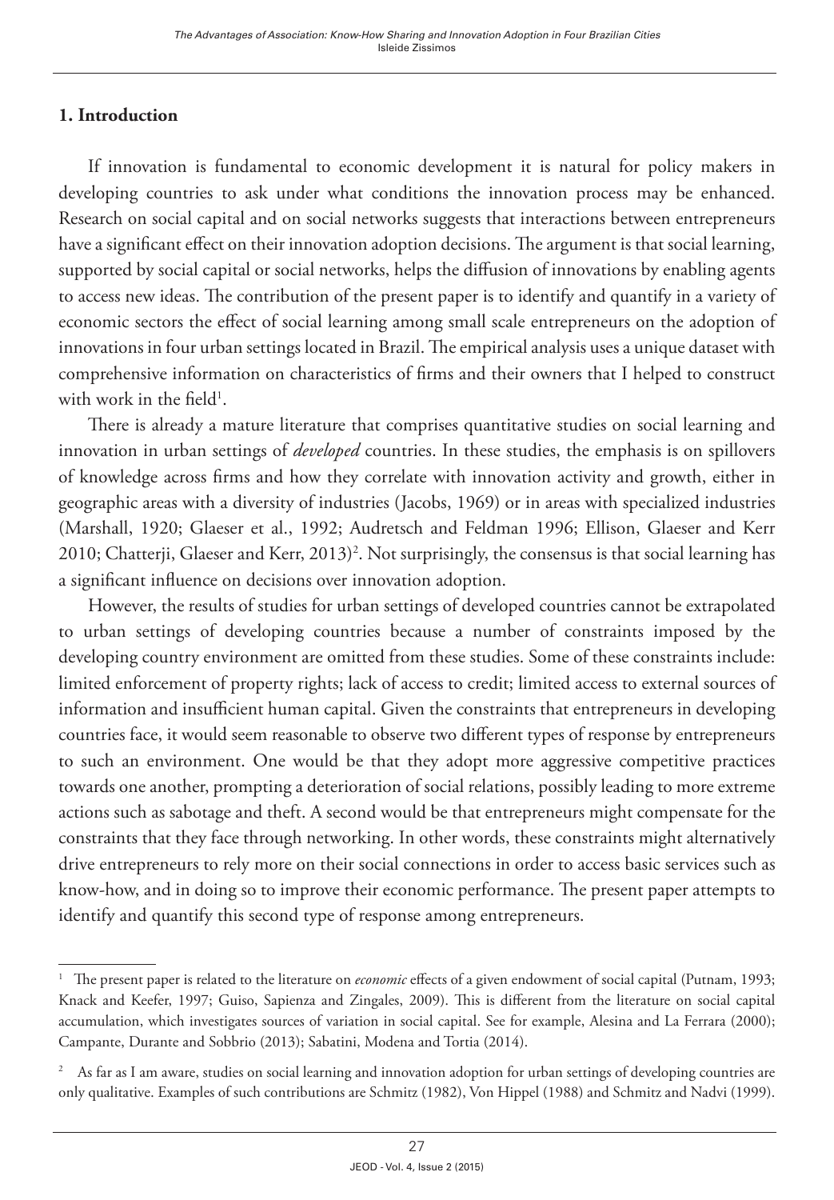## 1. Introduction

If innovation is fundamental to economic development it is natural for policy makers in developing countries to ask under what conditions the innovation process may be enhanced. Research on social capital and on social networks suggests that interactions between entrepreneurs have a significant effect on their innovation adoption decisions. The argument is that social learning, supported by social capital or social networks, helps the diffusion of innovations by enabling agents to access new ideas. The contribution of the present paper is to identify and quantify in a variety of economic sectors the effect of social learning among small scale entrepreneurs on the adoption of innovations in four urban settings located in Brazil. The empirical analysis uses a unique dataset with comprehensive information on characteristics of firms and their owners that I helped to construct with work in the field[1].

There is already a mature literature that comprises quantitative studies on social learning and innovation in urban settings of *developed* countries. In these studies, the emphasis is on spillovers of knowledge across firms and how they correlate with innovation activity and growth, either in geographic areas with a diversity of industries (Jacobs, 1969) or in areas with specialized industries (Marshall, 1920; Glaeser et al., 1992; Audretsch and Feldman 1996; Ellison, Glaeser and Kerr 2010; Chatterji, Glaeser and Kerr, 2013)[2]. Not surprisingly, the consensus is that social learning has a significant influence on decisions over innovation adoption.

However, the results of studies for urban settings of developed countries cannot be extrapolated to urban settings of developing countries because a number of constraints imposed by the developing country environment are omitted from these studies. Some of these constraints include: limited enforcement of property rights; lack of access to credit; limited access to external sources of information and insufficient human capital. Given the constraints that entrepreneurs in developing countries face, it would seem reasonable to observe two different types of response by entrepreneurs to such an environment. One would be that they adopt more aggressive competitive practices towards one another, prompting a deterioration of social relations, possibly leading to more extreme actions such as sabotage and theft. A second would be that entrepreneurs might compensate for the constraints that they face through networking. In other words, these constraints might alternatively drive entrepreneurs to rely more on their social connections in order to access basic services such as know-how, and in doing so to improve their economic performance. The present paper attempts to identify and quantify this second type of response among entrepreneurs.

[1] The present paper is related to the literature on *economic* effects of a given endowment of social capital (Putnam, 1993; Knack and Keefer, 1997; Guiso, Sapienza and Zingales, 2009). This is different from the literature on social capital accumulation, which investigates sources of variation in social capital. See for example, Alesina and La Ferrara (2000); Campante, Durante and Sobbrio (2013); Sabatini, Modena and Tortia (2014).

[2] As far as I am aware, studies on social learning and innovation adoption for urban settings of developing countries are only qualitative. Examples of such contributions are Schmitz (1982), Von Hippel (1988) and Schmitz and Nadvi (1999).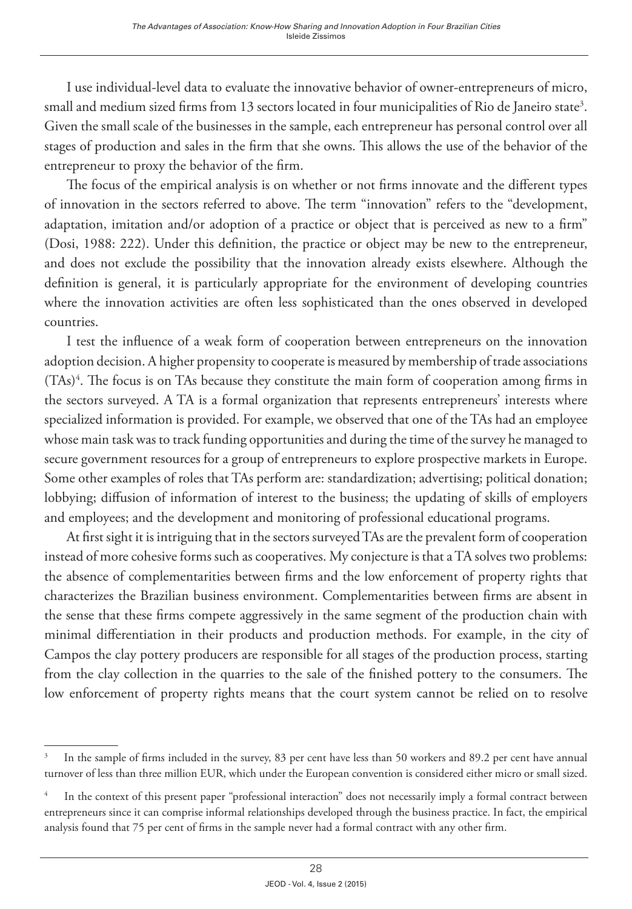I use individual-level data to evaluate the innovative behavior of owner-entrepreneurs of micro, small and medium sized firms from 13 sectors located in four municipalities of Rio de Janeiro state[3]. Given the small scale of the businesses in the sample, each entrepreneur has personal control over all stages of production and sales in the firm that she owns. This allows the use of the behavior of the entrepreneur to proxy the behavior of the firm.

The focus of the empirical analysis is on whether or not firms innovate and the different types of innovation in the sectors referred to above. The term "innovation" refers to the "development, adaptation, imitation and/or adoption of a practice or object that is perceived as new to a firm" (Dosi, 1988: 222). Under this definition, the practice or object may be new to the entrepreneur, and does not exclude the possibility that the innovation already exists elsewhere. Although the definition is general, it is particularly appropriate for the environment of developing countries where the innovation activities are often less sophisticated than the ones observed in developed countries.

I test the influence of a weak form of cooperation between entrepreneurs on the innovation adoption decision. A higher propensity to cooperate is measured by membership of trade associations (TAs)[4]. The focus is on TAs because they constitute the main form of cooperation among firms in the sectors surveyed. A TA is a formal organization that represents entrepreneurs' interests where specialized information is provided. For example, we observed that one of the TAs had an employee whose main task was to track funding opportunities and during the time of the survey he managed to secure government resources for a group of entrepreneurs to explore prospective markets in Europe. Some other examples of roles that TAs perform are: standardization; advertising; political donation; lobbying; diffusion of information of interest to the business; the updating of skills of employers and employees; and the development and monitoring of professional educational programs.

At first sight it is intriguing that in the sectors surveyed TAs are the prevalent form of cooperation instead of more cohesive forms such as cooperatives. My conjecture is that a TA solves two problems: the absence of complementarities between firms and the low enforcement of property rights that characterizes the Brazilian business environment. Complementarities between firms are absent in the sense that these firms compete aggressively in the same segment of the production chain with minimal differentiation in their products and production methods. For example, in the city of Campos the clay pottery producers are responsible for all stages of the production process, starting from the clay collection in the quarries to the sale of the finished pottery to the consumers. The low enforcement of property rights means that the court system cannot be relied on to resolve

[3] In the sample of firms included in the survey, 83 per cent have less than 50 workers and 89.2 per cent have annual turnover of less than three million EUR, which under the European convention is considered either micro or small sized.

[4] In the context of this present paper "professional interaction" does not necessarily imply a formal contract between entrepreneurs since it can comprise informal relationships developed through the business practice. In fact, the empirical analysis found that 75 per cent of firms in the sample never had a formal contract with any other firm.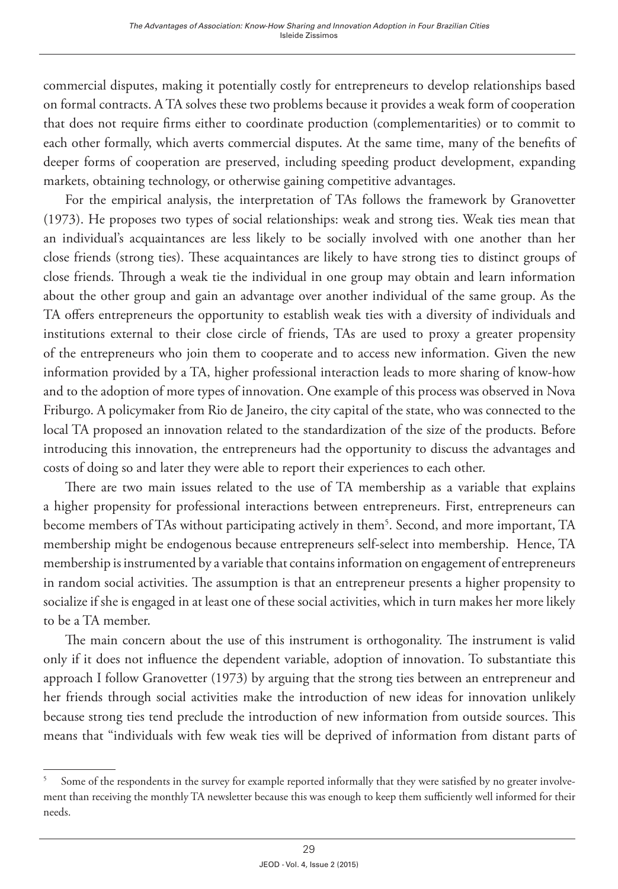commercial disputes, making it potentially costly for entrepreneurs to develop relationships based on formal contracts. A TA solves these two problems because it provides a weak form of cooperation that does not require firms either to coordinate production (complementarities) or to commit to each other formally, which averts commercial disputes. At the same time, many of the benefits of deeper forms of cooperation are preserved, including speeding product development, expanding markets, obtaining technology, or otherwise gaining competitive advantages.

For the empirical analysis, the interpretation of TAs follows the framework by Granovetter (1973). He proposes two types of social relationships: weak and strong ties. Weak ties mean that an individual's acquaintances are less likely to be socially involved with one another than her close friends (strong ties). These acquaintances are likely to have strong ties to distinct groups of close friends. Through a weak tie the individual in one group may obtain and learn information about the other group and gain an advantage over another individual of the same group. As the TA offers entrepreneurs the opportunity to establish weak ties with a diversity of individuals and institutions external to their close circle of friends, TAs are used to proxy a greater propensity of the entrepreneurs who join them to cooperate and to access new information. Given the new information provided by a TA, higher professional interaction leads to more sharing of know-how and to the adoption of more types of innovation. One example of this process was observed in Nova Friburgo. A policymaker from Rio de Janeiro, the city capital of the state, who was connected to the local TA proposed an innovation related to the standardization of the size of the products. Before introducing this innovation, the entrepreneurs had the opportunity to discuss the advantages and costs of doing so and later they were able to report their experiences to each other.

There are two main issues related to the use of TA membership as a variable that explains a higher propensity for professional interactions between entrepreneurs. First, entrepreneurs can become members of TAs without participating actively in them[5]. Second, and more important, TA membership might be endogenous because entrepreneurs self-select into membership. Hence, TA membership is instrumented by a variable that contains information on engagement of entrepreneurs in random social activities. The assumption is that an entrepreneur presents a higher propensity to socialize if she is engaged in at least one of these social activities, which in turn makes her more likely to be a TA member.

The main concern about the use of this instrument is orthogonality. The instrument is valid only if it does not influence the dependent variable, adoption of innovation. To substantiate this approach I follow Granovetter (1973) by arguing that the strong ties between an entrepreneur and her friends through social activities make the introduction of new ideas for innovation unlikely because strong ties tend preclude the introduction of new information from outside sources. This means that "individuals with few weak ties will be deprived of information from distant parts of

---

[5] Some of the respondents in the survey for example reported informally that they were satisfied by no greater involvement than receiving the monthly TA newsletter because this was enough to keep them sufficiently well informed for their needs.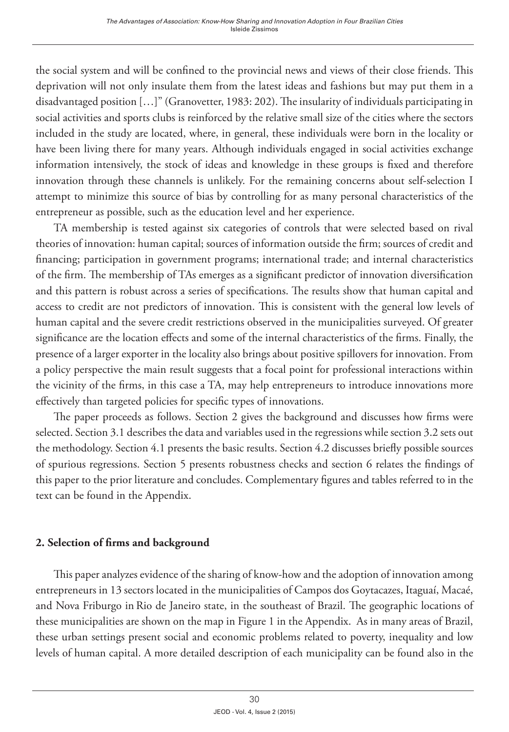the social system and will be confined to the provincial news and views of their close friends. This deprivation will not only insulate them from the latest ideas and fashions but may put them in a disadvantaged position […]" (Granovetter, 1983: 202). The insularity of individuals participating in social activities and sports clubs is reinforced by the relative small size of the cities where the sectors included in the study are located, where, in general, these individuals were born in the locality or have been living there for many years. Although individuals engaged in social activities exchange information intensively, the stock of ideas and knowledge in these groups is fixed and therefore innovation through these channels is unlikely. For the remaining concerns about self-selection I attempt to minimize this source of bias by controlling for as many personal characteristics of the entrepreneur as possible, such as the education level and her experience.

TA membership is tested against six categories of controls that were selected based on rival theories of innovation: human capital; sources of information outside the firm; sources of credit and financing; participation in government programs; international trade; and internal characteristics of the firm. The membership of TAs emerges as a significant predictor of innovation diversification and this pattern is robust across a series of specifications. The results show that human capital and access to credit are not predictors of innovation. This is consistent with the general low levels of human capital and the severe credit restrictions observed in the municipalities surveyed. Of greater significance are the location effects and some of the internal characteristics of the firms. Finally, the presence of a larger exporter in the locality also brings about positive spillovers for innovation. From a policy perspective the main result suggests that a focal point for professional interactions within the vicinity of the firms, in this case a TA, may help entrepreneurs to introduce innovations more effectively than targeted policies for specific types of innovations.

The paper proceeds as follows. Section 2 gives the background and discusses how firms were selected. Section 3.1 describes the data and variables used in the regressions while section 3.2 sets out the methodology. Section 4.1 presents the basic results. Section 4.2 discusses briefly possible sources of spurious regressions. Section 5 presents robustness checks and section 6 relates the findings of this paper to the prior literature and concludes. Complementary figures and tables referred to in the text can be found in the Appendix.

## 2. Selection of firms and background

This paper analyzes evidence of the sharing of know-how and the adoption of innovation among entrepreneurs in 13 sectors located in the municipalities of Campos dos Goytacazes, Itaguaí, Macaé, and Nova Friburgo in Rio de Janeiro state, in the southeast of Brazil. The geographic locations of these municipalities are shown on the map in Figure 1 in the Appendix. As in many areas of Brazil, these urban settings present social and economic problems related to poverty, inequality and low levels of human capital. A more detailed description of each municipality can be found also in the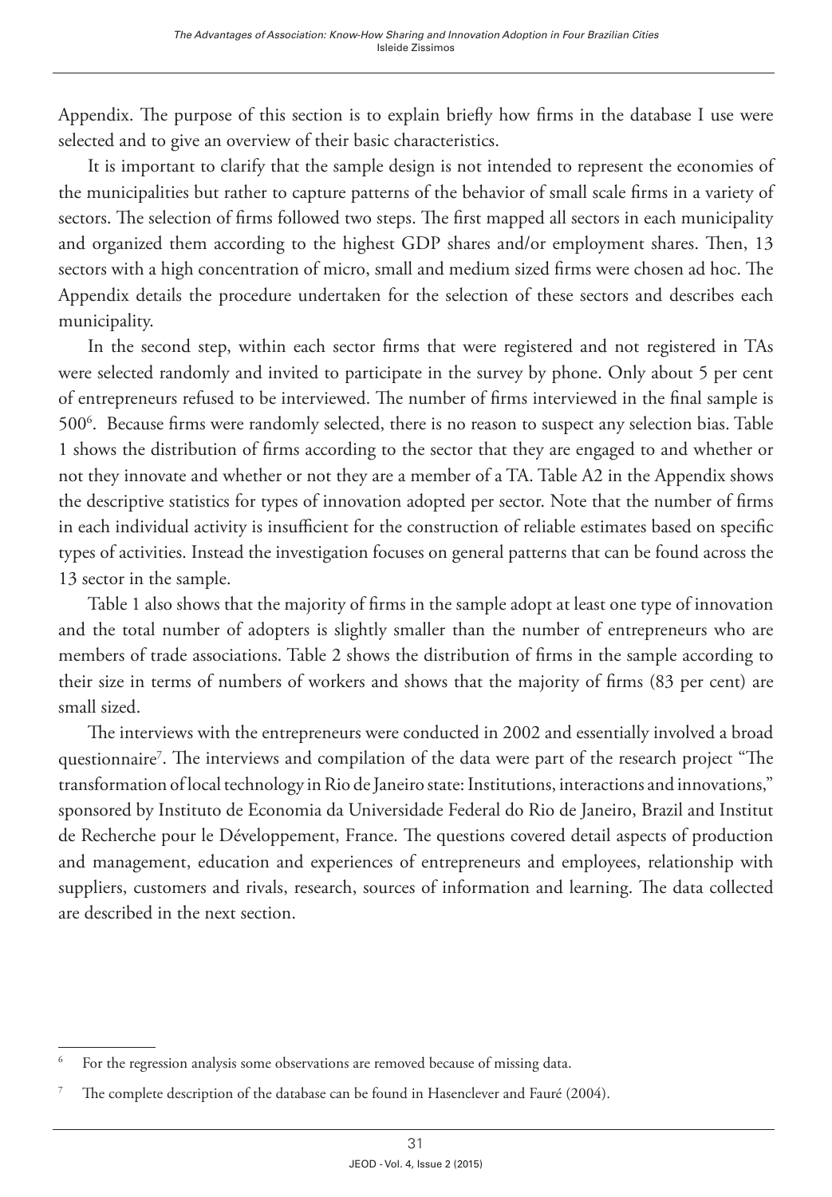Appendix. The purpose of this section is to explain briefly how firms in the database I use were selected and to give an overview of their basic characteristics.

It is important to clarify that the sample design is not intended to represent the economies of the municipalities but rather to capture patterns of the behavior of small scale firms in a variety of sectors. The selection of firms followed two steps. The first mapped all sectors in each municipality and organized them according to the highest GDP shares and/or employment shares. Then, 13 sectors with a high concentration of micro, small and medium sized firms were chosen ad hoc. The Appendix details the procedure undertaken for the selection of these sectors and describes each municipality.

In the second step, within each sector firms that were registered and not registered in TAs were selected randomly and invited to participate in the survey by phone. Only about 5 per cent of entrepreneurs refused to be interviewed. The number of firms interviewed in the final sample is 500[6]. Because firms were randomly selected, there is no reason to suspect any selection bias. Table 1 shows the distribution of firms according to the sector that they are engaged to and whether or not they innovate and whether or not they are a member of a TA. Table A2 in the Appendix shows the descriptive statistics for types of innovation adopted per sector. Note that the number of firms in each individual activity is insufficient for the construction of reliable estimates based on specific types of activities. Instead the investigation focuses on general patterns that can be found across the 13 sector in the sample.

Table 1 also shows that the majority of firms in the sample adopt at least one type of innovation and the total number of adopters is slightly smaller than the number of entrepreneurs who are members of trade associations. Table 2 shows the distribution of firms in the sample according to their size in terms of numbers of workers and shows that the majority of firms (83 per cent) are small sized.

The interviews with the entrepreneurs were conducted in 2002 and essentially involved a broad questionnaire[7]. The interviews and compilation of the data were part of the research project "The transformation of local technology in Rio de Janeiro state: Institutions, interactions and innovations," sponsored by Instituto de Economia da Universidade Federal do Rio de Janeiro, Brazil and Institut de Recherche pour le Développement, France. The questions covered detail aspects of production and management, education and experiences of entrepreneurs and employees, relationship with suppliers, customers and rivals, research, sources of information and learning. The data collected are described in the next section.

---

[6] For the regression analysis some observations are removed because of missing data.

[7] The complete description of the database can be found in Hasenclever and Fauré (2004).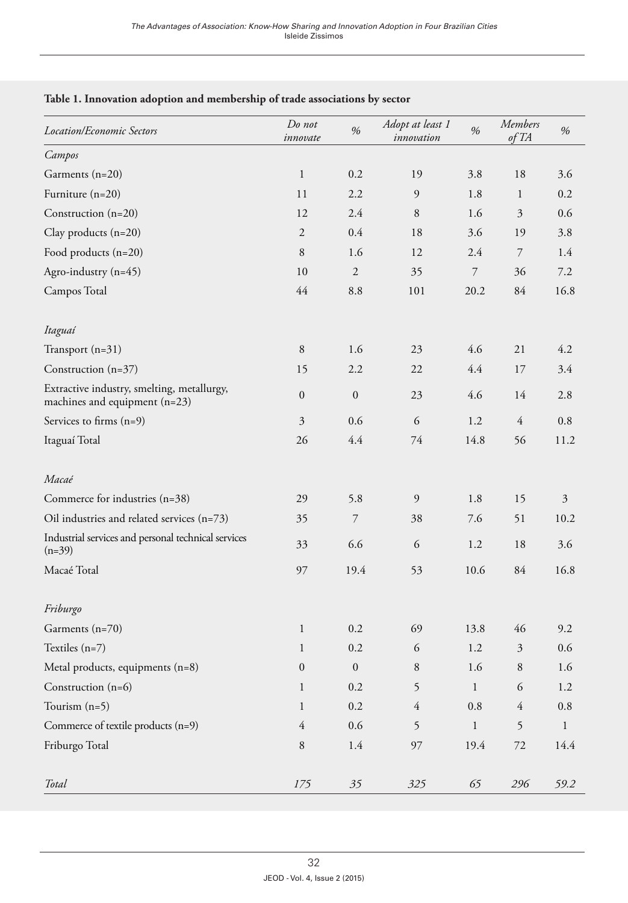**Table 1. Innovation adoption and membership of trade associations by sector**

| *Location/Economic Sectors* | *Do not innovate* | *%* | *Adopt at least 1 innovation* | *%* | *Members of TA* | *%* |
|---|---|---|---|---|---|---|
| *Campos* | | | | | | |
| Garments (n=20) | 1 | 0.2 | 19 | 3.8 | 18 | 3.6 |
| Furniture (n=20) | 11 | 2.2 | 9 | 1.8 | 1 | 0.2 |
| Construction (n=20) | 12 | 2.4 | 8 | 1.6 | 3 | 0.6 |
| Clay products (n=20) | 2 | 0.4 | 18 | 3.6 | 19 | 3.8 |
| Food products (n=20) | 8 | 1.6 | 12 | 2.4 | 7 | 1.4 |
| Agro-industry (n=45) | 10 | 2 | 35 | 7 | 36 | 7.2 |
| Campos Total | 44 | 8.8 | 101 | 20.2 | 84 | 16.8 |
| *Itaguaí* | | | | | | |
| Transport (n=31) | 8 | 1.6 | 23 | 4.6 | 21 | 4.2 |
| Construction (n=37) | 15 | 2.2 | 22 | 4.4 | 17 | 3.4 |
| Extractive industry, smelting, metallurgy, machines and equipment (n=23) | 0 | 0 | 23 | 4.6 | 14 | 2.8 |
| Services to firms (n=9) | 3 | 0.6 | 6 | 1.2 | 4 | 0.8 |
| Itaguaí Total | 26 | 4.4 | 74 | 14.8 | 56 | 11.2 |
| *Macaé* | | | | | | |
| Commerce for industries (n=38) | 29 | 5.8 | 9 | 1.8 | 15 | 3 |
| Oil industries and related services (n=73) | 35 | 7 | 38 | 7.6 | 51 | 10.2 |
| Industrial services and personal technical services (n=39) | 33 | 6.6 | 6 | 1.2 | 18 | 3.6 |
| Macaé Total | 97 | 19.4 | 53 | 10.6 | 84 | 16.8 |
| *Friburgo* | | | | | | |
| Garments (n=70) | 1 | 0.2 | 69 | 13.8 | 46 | 9.2 |
| Textiles (n=7) | 1 | 0.2 | 6 | 1.2 | 3 | 0.6 |
| Metal products, equipments (n=8) | 0 | 0 | 8 | 1.6 | 8 | 1.6 |
| Construction (n=6) | 1 | 0.2 | 5 | 1 | 6 | 1.2 |
| Tourism (n=5) | 1 | 0.2 | 4 | 0.8 | 4 | 0.8 |
| Commerce of textile products (n=9) | 4 | 0.6 | 5 | 1 | 5 | 1 |
| Friburgo Total | 8 | 1.4 | 97 | 19.4 | 72 | 14.4 |
| *Total* | *175* | *35* | *325* | *65* | *296* | *59.2* |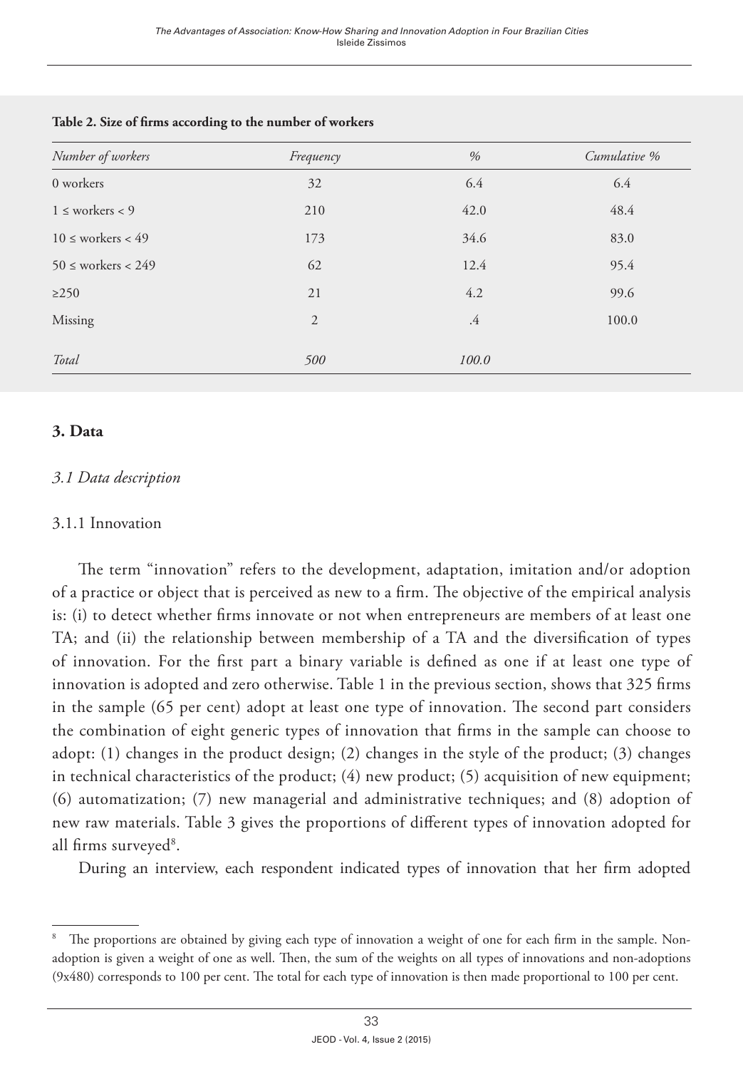**Table 2. Size of firms according to the number of workers**

| *Number of workers* | *Frequency* | *%* | *Cumulative %* |
|---|---|---|---|
| 0 workers | 32 | 6.4 | 6.4 |
| 1 ≤ workers < 9 | 210 | 42.0 | 48.4 |
| 10 ≤ workers < 49 | 173 | 34.6 | 83.0 |
| 50 ≤ workers < 249 | 62 | 12.4 | 95.4 |
| ≥250 | 21 | 4.2 | 99.6 |
| Missing | 2 | .4 | 100.0 |
| *Total* | *500* | *100.0* | |

## 3. Data

### *3.1 Data description*

#### 3.1.1 Innovation

The term "innovation" refers to the development, adaptation, imitation and/or adoption of a practice or object that is perceived as new to a firm. The objective of the empirical analysis is: (i) to detect whether firms innovate or not when entrepreneurs are members of at least one TA; and (ii) the relationship between membership of a TA and the diversification of types of innovation. For the first part a binary variable is defined as one if at least one type of innovation is adopted and zero otherwise. Table 1 in the previous section, shows that 325 firms in the sample (65 per cent) adopt at least one type of innovation. The second part considers the combination of eight generic types of innovation that firms in the sample can choose to adopt: (1) changes in the product design; (2) changes in the style of the product; (3) changes in technical characteristics of the product; (4) new product; (5) acquisition of new equipment; (6) automatization; (7) new managerial and administrative techniques; and (8) adoption of new raw materials. Table 3 gives the proportions of different types of innovation adopted for all firms surveyed[8].

During an interview, each respondent indicated types of innovation that her firm adopted

---

[8] The proportions are obtained by giving each type of innovation a weight of one for each firm in the sample. Non-adoption is given a weight of one as well. Then, the sum of the weights on all types of innovations and non-adoptions (9x480) corresponds to 100 per cent. The total for each type of innovation is then made proportional to 100 per cent.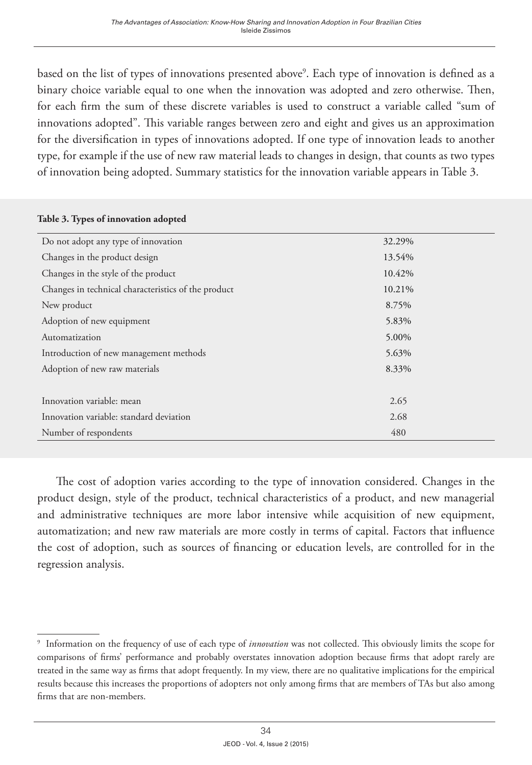based on the list of types of innovations presented above[9]. Each type of innovation is defined as a binary choice variable equal to one when the innovation was adopted and zero otherwise. Then, for each firm the sum of these discrete variables is used to construct a variable called "sum of innovations adopted". This variable ranges between zero and eight and gives us an approximation for the diversification in types of innovations adopted. If one type of innovation leads to another type, for example if the use of new raw material leads to changes in design, that counts as two types of innovation being adopted. Summary statistics for the innovation variable appears in Table 3.

**Table 3. Types of innovation adopted**

| | |
|---|---|
| Do not adopt any type of innovation | 32.29% |
| Changes in the product design | 13.54% |
| Changes in the style of the product | 10.42% |
| Changes in technical characteristics of the product | 10.21% |
| New product | 8.75% |
| Adoption of new equipment | 5.83% |
| Automatization | 5.00% |
| Introduction of new management methods | 5.63% |
| Adoption of new raw materials | 8.33% |
| | |
| Innovation variable: mean | 2.65 |
| Innovation variable: standard deviation | 2.68 |
| Number of respondents | 480 |

The cost of adoption varies according to the type of innovation considered. Changes in the product design, style of the product, technical characteristics of a product, and new managerial and administrative techniques are more labor intensive while acquisition of new equipment, automatization; and new raw materials are more costly in terms of capital. Factors that influence the cost of adoption, such as sources of financing or education levels, are controlled for in the regression analysis.

[9] Information on the frequency of use of each type of *innovation* was not collected. This obviously limits the scope for comparisons of firms' performance and probably overstates innovation adoption because firms that adopt rarely are treated in the same way as firms that adopt frequently. In my view, there are no qualitative implications for the empirical results because this increases the proportions of adopters not only among firms that are members of TAs but also among firms that are non-members.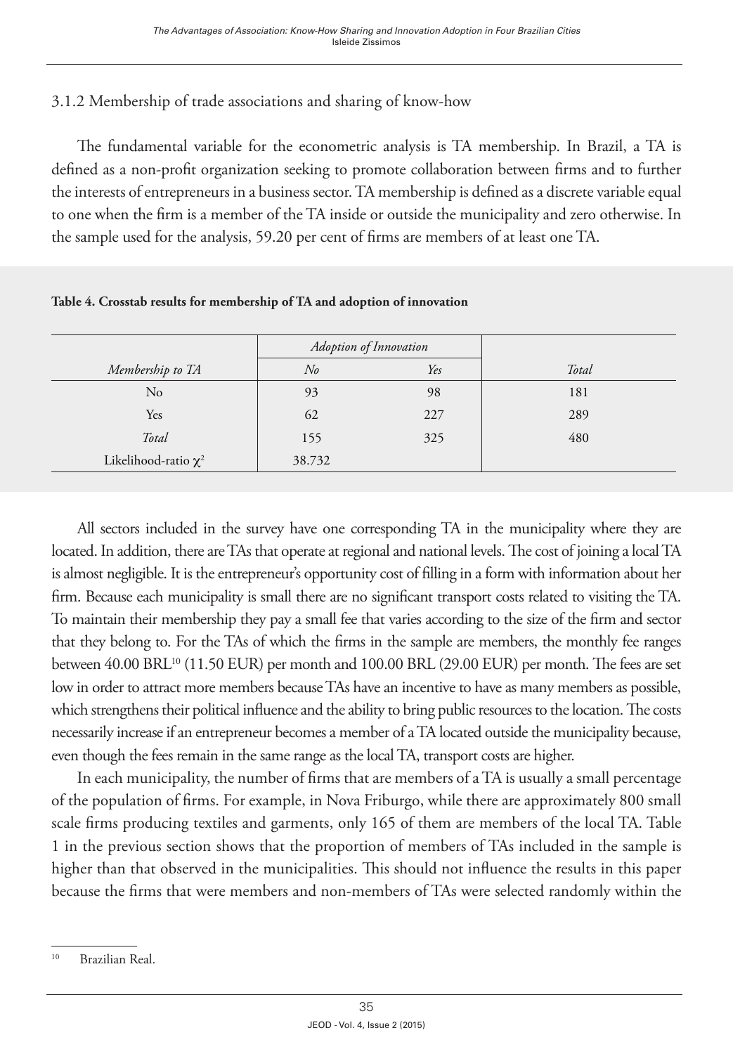### 3.1.2 Membership of trade associations and sharing of know-how

The fundamental variable for the econometric analysis is TA membership. In Brazil, a TA is defined as a non-profit organization seeking to promote collaboration between firms and to further the interests of entrepreneurs in a business sector. TA membership is defined as a discrete variable equal to one when the firm is a member of the TA inside or outside the municipality and zero otherwise. In the sample used for the analysis, 59.20 per cent of firms are members of at least one TA.

**Table 4. Crosstab results for membership of TA and adoption of innovation**

| | *Adoption of Innovation* | | |
|---|---|---|---|
| *Membership to TA* | *No* | *Yes* | *Total* |
| No | 93 | 98 | 181 |
| Yes | 62 | 227 | 289 |
| *Total* | 155 | 325 | 480 |
| Likelihood-ratio $\chi^2$ | 38.732 | | |

All sectors included in the survey have one corresponding TA in the municipality where they are located. In addition, there are TAs that operate at regional and national levels. The cost of joining a local TA is almost negligible. It is the entrepreneur's opportunity cost of filling in a form with information about her firm. Because each municipality is small there are no significant transport costs related to visiting the TA. To maintain their membership they pay a small fee that varies according to the size of the firm and sector that they belong to. For the TAs of which the firms in the sample are members, the monthly fee ranges between 40.00 BRL[10] (11.50 EUR) per month and 100.00 BRL (29.00 EUR) per month. The fees are set low in order to attract more members because TAs have an incentive to have as many members as possible, which strengthens their political influence and the ability to bring public resources to the location. The costs necessarily increase if an entrepreneur becomes a member of a TA located outside the municipality because, even though the fees remain in the same range as the local TA, transport costs are higher.

In each municipality, the number of firms that are members of a TA is usually a small percentage of the population of firms. For example, in Nova Friburgo, while there are approximately 800 small scale firms producing textiles and garments, only 165 of them are members of the local TA. Table 1 in the previous section shows that the proportion of members of TAs included in the sample is higher than that observed in the municipalities. This should not influence the results in this paper because the firms that were members and non-members of TAs were selected randomly within the

[10] Brazilian Real.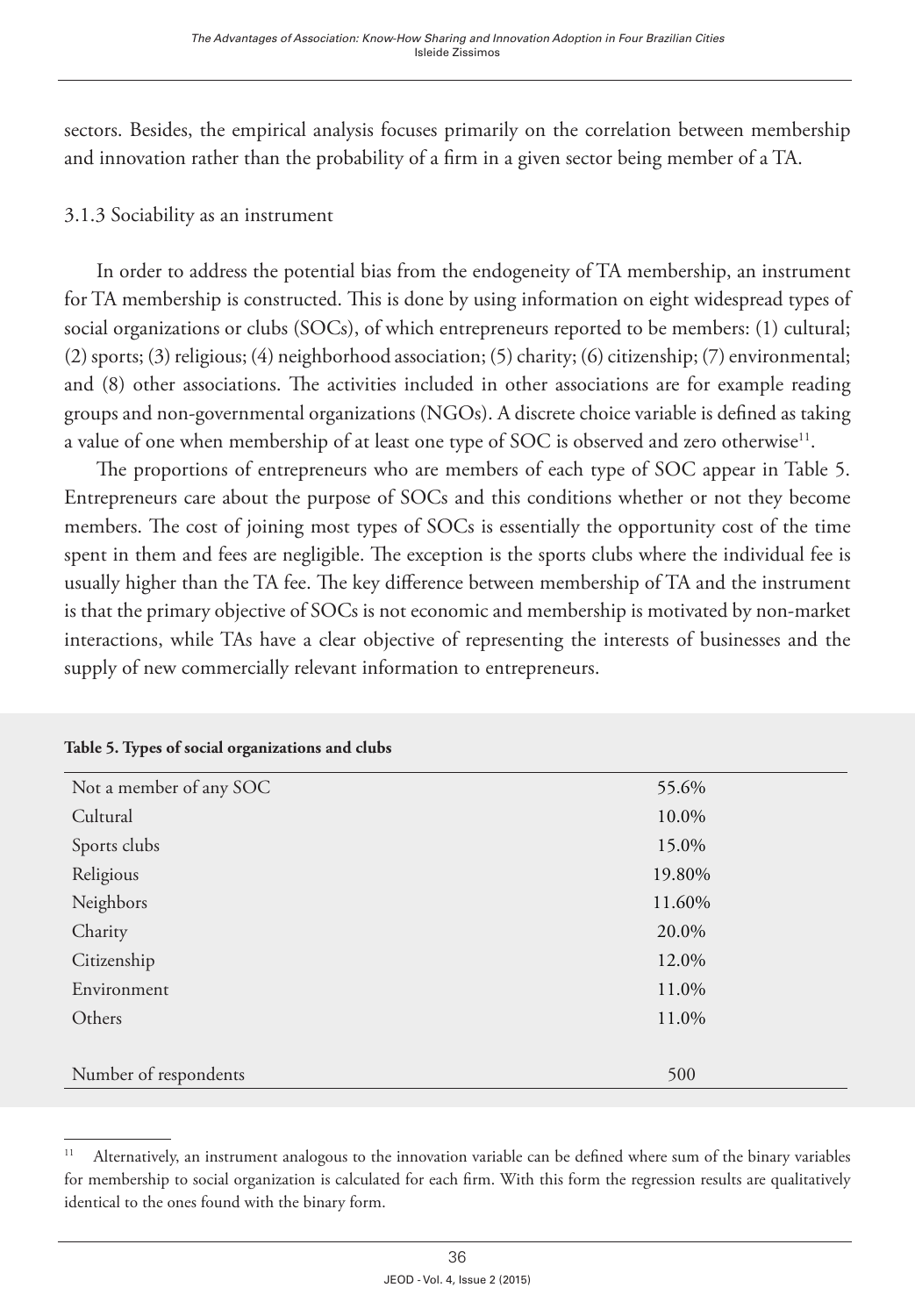sectors. Besides, the empirical analysis focuses primarily on the correlation between membership and innovation rather than the probability of a firm in a given sector being member of a TA.

### 3.1.3 Sociability as an instrument

In order to address the potential bias from the endogeneity of TA membership, an instrument for TA membership is constructed. This is done by using information on eight widespread types of social organizations or clubs (SOCs), of which entrepreneurs reported to be members: (1) cultural; (2) sports; (3) religious; (4) neighborhood association; (5) charity; (6) citizenship; (7) environmental; and (8) other associations. The activities included in other associations are for example reading groups and non-governmental organizations (NGOs). A discrete choice variable is defined as taking a value of one when membership of at least one type of SOC is observed and zero otherwise[11].

The proportions of entrepreneurs who are members of each type of SOC appear in Table 5. Entrepreneurs care about the purpose of SOCs and this conditions whether or not they become members. The cost of joining most types of SOCs is essentially the opportunity cost of the time spent in them and fees are negligible. The exception is the sports clubs where the individual fee is usually higher than the TA fee. The key difference between membership of TA and the instrument is that the primary objective of SOCs is not economic and membership is motivated by non-market interactions, while TAs have a clear objective of representing the interests of businesses and the supply of new commercially relevant information to entrepreneurs.

**Table 5. Types of social organizations and clubs**

| | |
|---|---|
| Not a member of any SOC | 55.6% |
| Cultural | 10.0% |
| Sports clubs | 15.0% |
| Religious | 19.80% |
| Neighbors | 11.60% |
| Charity | 20.0% |
| Citizenship | 12.0% |
| Environment | 11.0% |
| Others | 11.0% |
| Number of respondents | 500 |

[11] Alternatively, an instrument analogous to the innovation variable can be defined where sum of the binary variables for membership to social organization is calculated for each firm. With this form the regression results are qualitatively identical to the ones found with the binary form.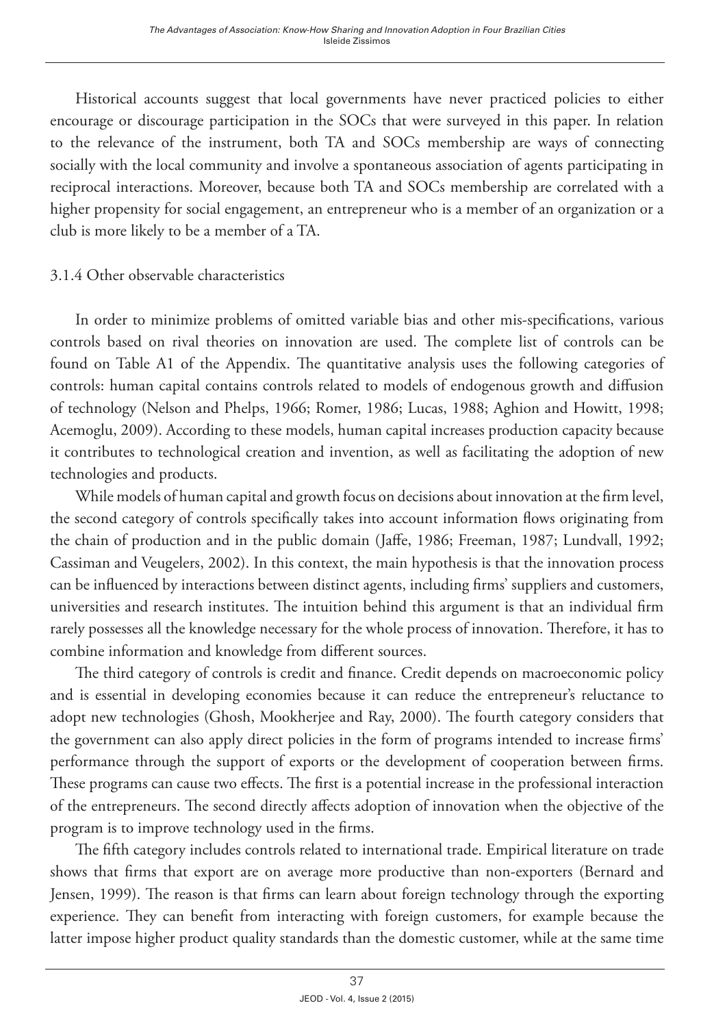Historical accounts suggest that local governments have never practiced policies to either encourage or discourage participation in the SOCs that were surveyed in this paper. In relation to the relevance of the instrument, both TA and SOCs membership are ways of connecting socially with the local community and involve a spontaneous association of agents participating in reciprocal interactions. Moreover, because both TA and SOCs membership are correlated with a higher propensity for social engagement, an entrepreneur who is a member of an organization or a club is more likely to be a member of a TA.

### 3.1.4 Other observable characteristics

In order to minimize problems of omitted variable bias and other mis-specifications, various controls based on rival theories on innovation are used. The complete list of controls can be found on Table A1 of the Appendix. The quantitative analysis uses the following categories of controls: human capital contains controls related to models of endogenous growth and diffusion of technology (Nelson and Phelps, 1966; Romer, 1986; Lucas, 1988; Aghion and Howitt, 1998; Acemoglu, 2009). According to these models, human capital increases production capacity because it contributes to technological creation and invention, as well as facilitating the adoption of new technologies and products.

While models of human capital and growth focus on decisions about innovation at the firm level, the second category of controls specifically takes into account information flows originating from the chain of production and in the public domain (Jaffe, 1986; Freeman, 1987; Lundvall, 1992; Cassiman and Veugelers, 2002). In this context, the main hypothesis is that the innovation process can be influenced by interactions between distinct agents, including firms' suppliers and customers, universities and research institutes. The intuition behind this argument is that an individual firm rarely possesses all the knowledge necessary for the whole process of innovation. Therefore, it has to combine information and knowledge from different sources.

The third category of controls is credit and finance. Credit depends on macroeconomic policy and is essential in developing economies because it can reduce the entrepreneur's reluctance to adopt new technologies (Ghosh, Mookherjee and Ray, 2000). The fourth category considers that the government can also apply direct policies in the form of programs intended to increase firms' performance through the support of exports or the development of cooperation between firms. These programs can cause two effects. The first is a potential increase in the professional interaction of the entrepreneurs. The second directly affects adoption of innovation when the objective of the program is to improve technology used in the firms.

The fifth category includes controls related to international trade. Empirical literature on trade shows that firms that export are on average more productive than non-exporters (Bernard and Jensen, 1999). The reason is that firms can learn about foreign technology through the exporting experience. They can benefit from interacting with foreign customers, for example because the latter impose higher product quality standards than the domestic customer, while at the same time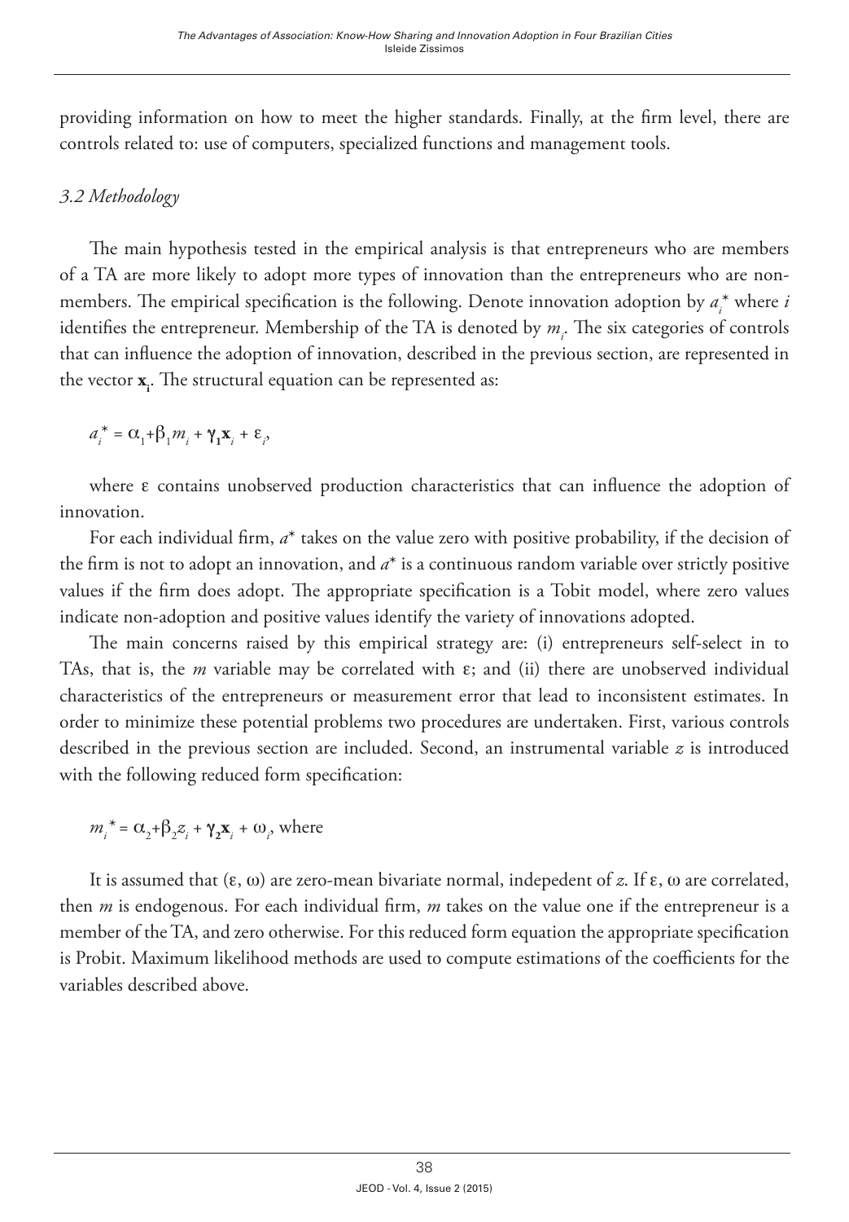providing information on how to meet the higher standards. Finally, at the firm level, there are controls related to: use of computers, specialized functions and management tools.

### *3.2 Methodology*

The main hypothesis tested in the empirical analysis is that entrepreneurs who are members of a TA are more likely to adopt more types of innovation than the entrepreneurs who are non-members. The empirical specification is the following. Denote innovation adoption by $a_i^*$ where $i$ identifies the entrepreneur. Membership of the TA is denoted by $m_i$. The six categories of controls that can influence the adoption of innovation, described in the previous section, are represented in the vector $\mathbf{x}_i$. The structural equation can be represented as:

$$a_i^* = \alpha_1 + \beta_1 m_i + \boldsymbol{\gamma_1}\mathbf{x}_i + \varepsilon_i,$$

where $\varepsilon$ contains unobserved production characteristics that can influence the adoption of innovation.

For each individual firm, $a^*$ takes on the value zero with positive probability, if the decision of the firm is not to adopt an innovation, and $a^*$ is a continuous random variable over strictly positive values if the firm does adopt. The appropriate specification is a Tobit model, where zero values indicate non-adoption and positive values identify the variety of innovations adopted.

The main concerns raised by this empirical strategy are: (i) entrepreneurs self-select in to TAs, that is, the $m$ variable may be correlated with $\varepsilon$; and (ii) there are unobserved individual characteristics of the entrepreneurs or measurement error that lead to inconsistent estimates. In order to minimize these potential problems two procedures are undertaken. First, various controls described in the previous section are included. Second, an instrumental variable $z$ is introduced with the following reduced form specification:

$$m_i^* = \alpha_2 + \beta_2 z_i + \boldsymbol{\gamma_2}\mathbf{x}_i + \omega_i, \text{ where}$$

It is assumed that $(\varepsilon, \omega)$ are zero-mean bivariate normal, indepedent of $z$. If $\varepsilon$, $\omega$ are correlated, then $m$ is endogenous. For each individual firm, $m$ takes on the value one if the entrepreneur is a member of the TA, and zero otherwise. For this reduced form equation the appropriate specification is Probit. Maximum likelihood methods are used to compute estimations of the coefficients for the variables described above.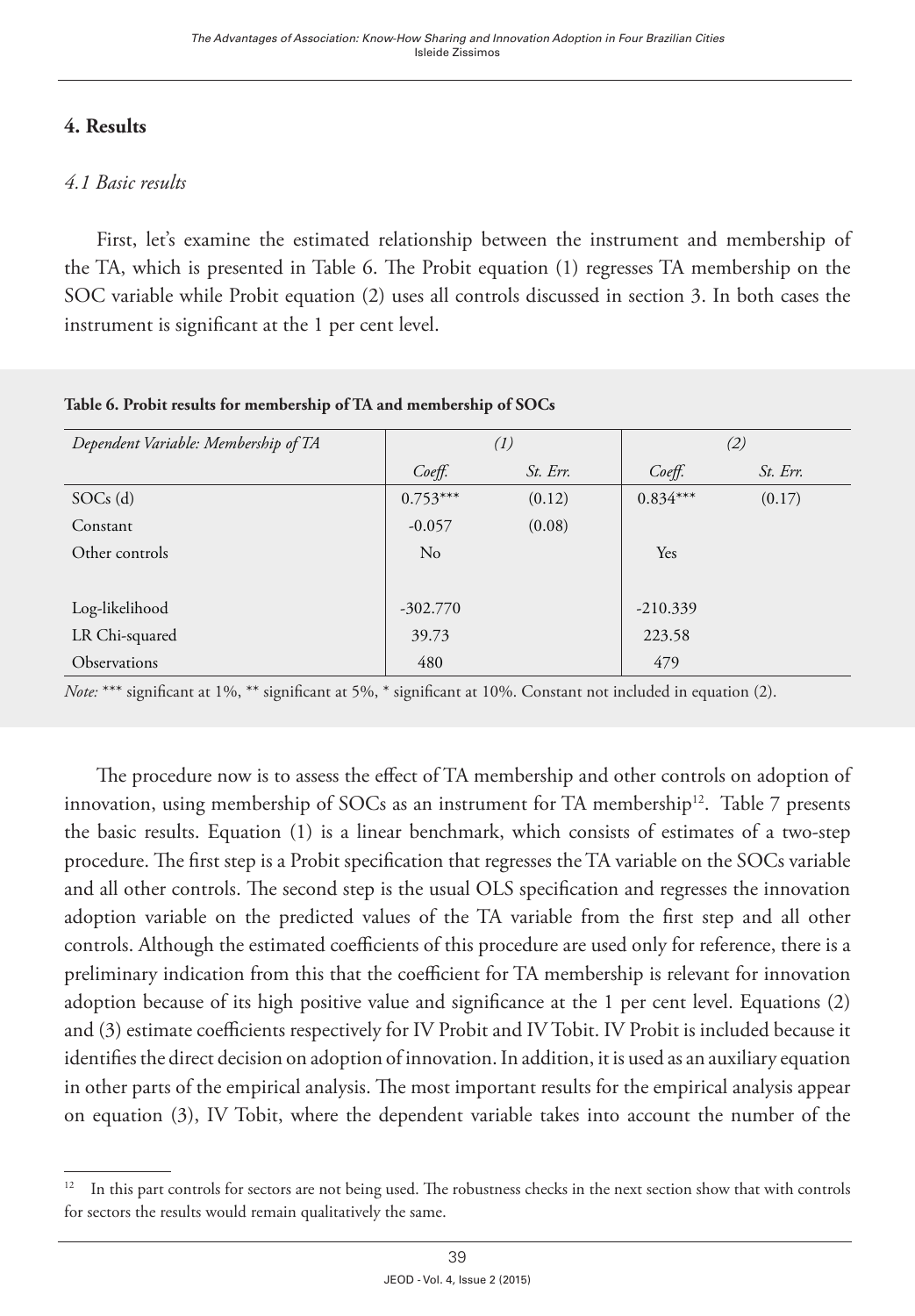## 4. Results

### *4.1 Basic results*

First, let's examine the estimated relationship between the instrument and membership of the TA, which is presented in Table 6. The Probit equation (1) regresses TA membership on the SOC variable while Probit equation (2) uses all controls discussed in section 3. In both cases the instrument is significant at the 1 per cent level.

**Table 6. Probit results for membership of TA and membership of SOCs**

| *Dependent Variable: Membership of TA* | *(1)* | | *(2)* | |
|---|---|---|---|---|
| | *Coeff.* | *St. Err.* | *Coeff.* | *St. Err.* |
| SOCs (d) | 0.753*** | (0.12) | 0.834*** | (0.17) |
| Constant | -0.057 | (0.08) | | |
| Other controls | No | | Yes | |
| Log-likelihood | -302.770 | | -210.339 | |
| LR Chi-squared | 39.73 | | 223.58 | |
| Observations | 480 | | 479 | |

*Note:* *** significant at 1%, ** significant at 5%, * significant at 10%. Constant not included in equation (2).

The procedure now is to assess the effect of TA membership and other controls on adoption of innovation, using membership of SOCs as an instrument for TA membership[12]. Table 7 presents the basic results. Equation (1) is a linear benchmark, which consists of estimates of a two-step procedure. The first step is a Probit specification that regresses the TA variable on the SOCs variable and all other controls. The second step is the usual OLS specification and regresses the innovation adoption variable on the predicted values of the TA variable from the first step and all other controls. Although the estimated coefficients of this procedure are used only for reference, there is a preliminary indication from this that the coefficient for TA membership is relevant for innovation adoption because of its high positive value and significance at the 1 per cent level. Equations (2) and (3) estimate coefficients respectively for IV Probit and IV Tobit. IV Probit is included because it identifies the direct decision on adoption of innovation. In addition, it is used as an auxiliary equation in other parts of the empirical analysis. The most important results for the empirical analysis appear on equation (3), IV Tobit, where the dependent variable takes into account the number of the

[12] In this part controls for sectors are not being used. The robustness checks in the next section show that with controls for sectors the results would remain qualitatively the same.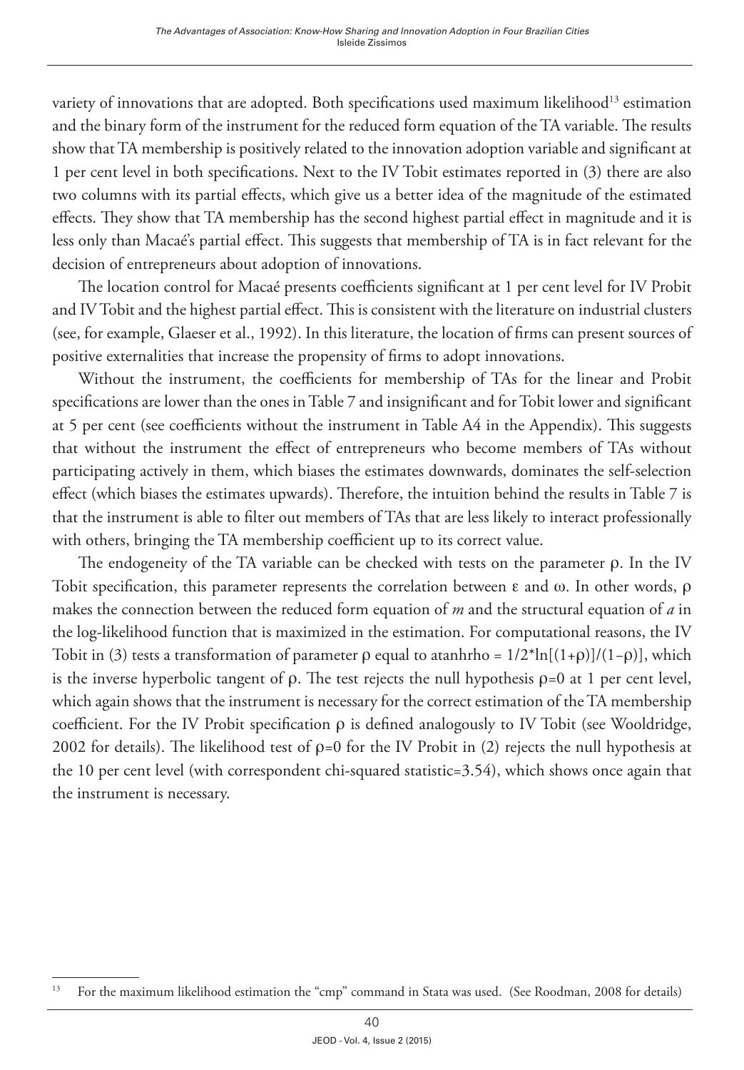variety of innovations that are adopted. Both specifications used maximum likelihood[13] estimation and the binary form of the instrument for the reduced form equation of the TA variable. The results show that TA membership is positively related to the innovation adoption variable and significant at 1 per cent level in both specifications. Next to the IV Tobit estimates reported in (3) there are also two columns with its partial effects, which give us a better idea of the magnitude of the estimated effects. They show that TA membership has the second highest partial effect in magnitude and it is less only than Macaé's partial effect. This suggests that membership of TA is in fact relevant for the decision of entrepreneurs about adoption of innovations.

The location control for Macaé presents coefficients significant at 1 per cent level for IV Probit and IV Tobit and the highest partial effect. This is consistent with the literature on industrial clusters (see, for example, Glaeser et al., 1992). In this literature, the location of firms can present sources of positive externalities that increase the propensity of firms to adopt innovations.

Without the instrument, the coefficients for membership of TAs for the linear and Probit specifications are lower than the ones in Table 7 and insignificant and for Tobit lower and significant at 5 per cent (see coefficients without the instrument in Table A4 in the Appendix). This suggests that without the instrument the effect of entrepreneurs who become members of TAs without participating actively in them, which biases the estimates downwards, dominates the self-selection effect (which biases the estimates upwards). Therefore, the intuition behind the results in Table 7 is that the instrument is able to filter out members of TAs that are less likely to interact professionally with others, bringing the TA membership coefficient up to its correct value.

The endogeneity of the TA variable can be checked with tests on the parameter $\rho$. In the IV Tobit specification, this parameter represents the correlation between $\varepsilon$ and $\omega$. In other words, $\rho$ makes the connection between the reduced form equation of $m$ and the structural equation of $a$ in the log-likelihood function that is maximized in the estimation. For computational reasons, the IV Tobit in (3) tests a transformation of parameter $\rho$ equal to atanhrho = $1/2*\ln[(1+\rho)]/(1-\rho)]$, which is the inverse hyperbolic tangent of $\rho$. The test rejects the null hypothesis $\rho=0$ at 1 per cent level, which again shows that the instrument is necessary for the correct estimation of the TA membership coefficient. For the IV Probit specification $\rho$ is defined analogously to IV Tobit (see Wooldridge, 2002 for details). The likelihood test of $\rho=0$ for the IV Probit in (2) rejects the null hypothesis at the 10 per cent level (with correspondent chi-squared statistic=3.54), which shows once again that the instrument is necessary.

---

[13] For the maximum likelihood estimation the "cmp" command in Stata was used. (See Roodman, 2008 for details)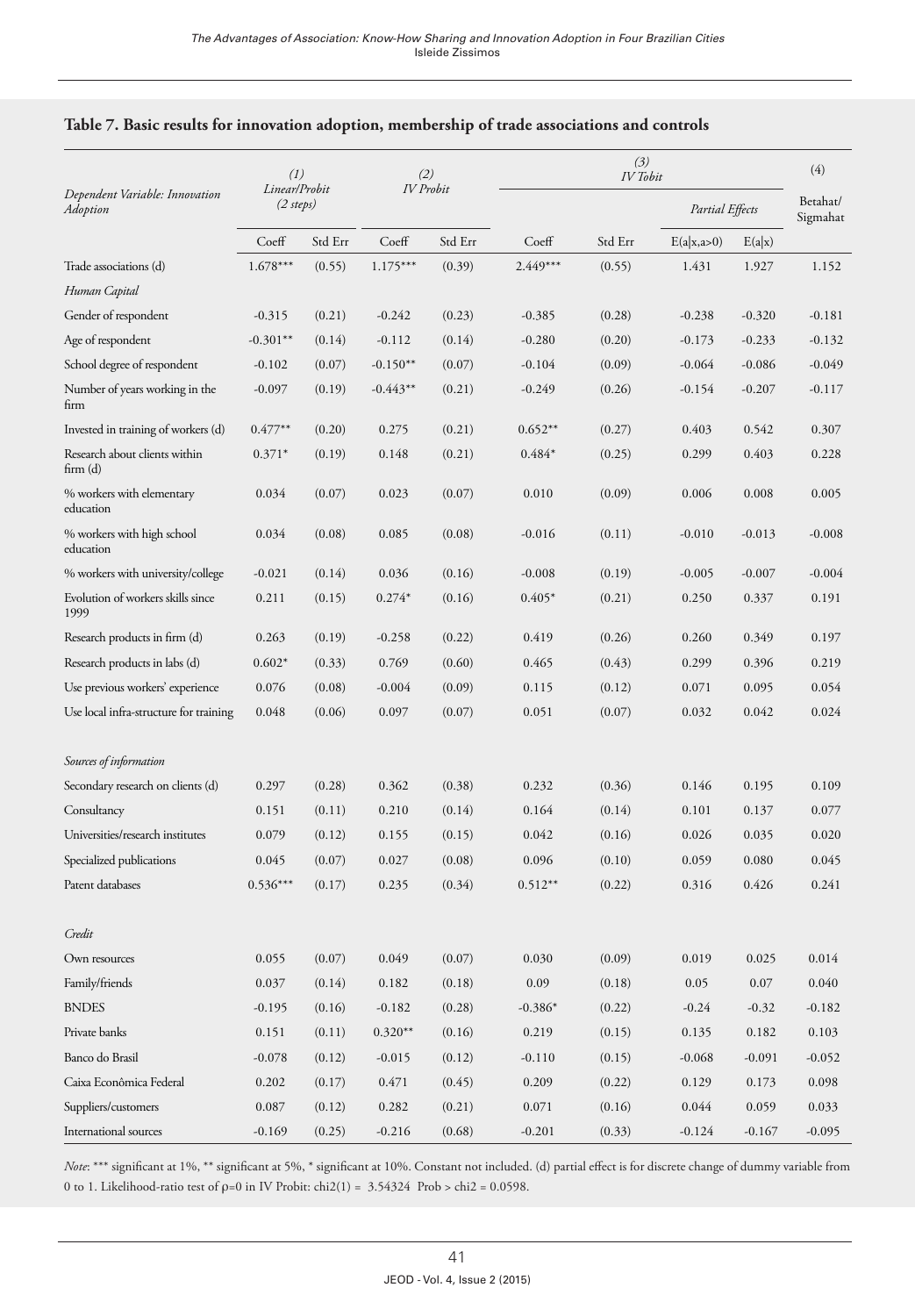**Table 7. Basic results for innovation adoption, membership of trade associations and controls**

| Dependent Variable: Innovation Adoption | (1) Linear/Probit (2 steps) | | (2) IV Probit | | (3) IV Tobit | | | | (4) |
|---|---|---|---|---|---|---|---|---|---|
| | | | | | | | Partial Effects | | Betahat/ Sigmahat |
| | Coeff | Std Err | Coeff | Std Err | Coeff | Std Err | E(a\|x,a>0) | E(a\|x) | |
| Trade associations (d) | 1.678*** | (0.55) | 1.175*** | (0.39) | 2.449*** | (0.55) | 1.431 | 1.927 | 1.152 |
| *Human Capital* | | | | | | | | | |
| Gender of respondent | -0.315 | (0.21) | -0.242 | (0.23) | -0.385 | (0.28) | -0.238 | -0.320 | -0.181 |
| Age of respondent | -0.301** | (0.14) | -0.112 | (0.14) | -0.280 | (0.20) | -0.173 | -0.233 | -0.132 |
| School degree of respondent | -0.102 | (0.07) | -0.150** | (0.07) | -0.104 | (0.09) | -0.064 | -0.086 | -0.049 |
| Number of years working in the firm | -0.097 | (0.19) | -0.443** | (0.21) | -0.249 | (0.26) | -0.154 | -0.207 | -0.117 |
| Invested in training of workers (d) | 0.477** | (0.20) | 0.275 | (0.21) | 0.652** | (0.27) | 0.403 | 0.542 | 0.307 |
| Research about clients within firm (d) | 0.371* | (0.19) | 0.148 | (0.21) | 0.484* | (0.25) | 0.299 | 0.403 | 0.228 |
| % workers with elementary education | 0.034 | (0.07) | 0.023 | (0.07) | 0.010 | (0.09) | 0.006 | 0.008 | 0.005 |
| % workers with high school education | 0.034 | (0.08) | 0.085 | (0.08) | -0.016 | (0.11) | -0.010 | -0.013 | -0.008 |
| % workers with university/college | -0.021 | (0.14) | 0.036 | (0.16) | -0.008 | (0.19) | -0.005 | -0.007 | -0.004 |
| Evolution of workers skills since 1999 | 0.211 | (0.15) | 0.274* | (0.16) | 0.405* | (0.21) | 0.250 | 0.337 | 0.191 |
| Research products in firm (d) | 0.263 | (0.19) | -0.258 | (0.22) | 0.419 | (0.26) | 0.260 | 0.349 | 0.197 |
| Research products in labs (d) | 0.602* | (0.33) | 0.769 | (0.60) | 0.465 | (0.43) | 0.299 | 0.396 | 0.219 |
| Use previous workers' experience | 0.076 | (0.08) | -0.004 | (0.09) | 0.115 | (0.12) | 0.071 | 0.095 | 0.054 |
| Use local infra-structure for training | 0.048 | (0.06) | 0.097 | (0.07) | 0.051 | (0.07) | 0.032 | 0.042 | 0.024 |
| *Sources of information* | | | | | | | | | |
| Secondary research on clients (d) | 0.297 | (0.28) | 0.362 | (0.38) | 0.232 | (0.36) | 0.146 | 0.195 | 0.109 |
| Consultancy | 0.151 | (0.11) | 0.210 | (0.14) | 0.164 | (0.14) | 0.101 | 0.137 | 0.077 |
| Universities/research institutes | 0.079 | (0.12) | 0.155 | (0.15) | 0.042 | (0.16) | 0.026 | 0.035 | 0.020 |
| Specialized publications | 0.045 | (0.07) | 0.027 | (0.08) | 0.096 | (0.10) | 0.059 | 0.080 | 0.045 |
| Patent databases | 0.536*** | (0.17) | 0.235 | (0.34) | 0.512** | (0.22) | 0.316 | 0.426 | 0.241 |
| *Credit* | | | | | | | | | |
| Own resources | 0.055 | (0.07) | 0.049 | (0.07) | 0.030 | (0.09) | 0.019 | 0.025 | 0.014 |
| Family/friends | 0.037 | (0.14) | 0.182 | (0.18) | 0.09 | (0.18) | 0.05 | 0.07 | 0.040 |
| BNDES | -0.195 | (0.16) | -0.182 | (0.28) | -0.386* | (0.22) | -0.24 | -0.32 | -0.182 |
| Private banks | 0.151 | (0.11) | 0.320** | (0.16) | 0.219 | (0.15) | 0.135 | 0.182 | 0.103 |
| Banco do Brasil | -0.078 | (0.12) | -0.015 | (0.12) | -0.110 | (0.15) | -0.068 | -0.091 | -0.052 |
| Caixa Econômica Federal | 0.202 | (0.17) | 0.471 | (0.45) | 0.209 | (0.22) | 0.129 | 0.173 | 0.098 |
| Suppliers/customers | 0.087 | (0.12) | 0.282 | (0.21) | 0.071 | (0.16) | 0.044 | 0.059 | 0.033 |
| International sources | -0.169 | (0.25) | -0.216 | (0.68) | -0.201 | (0.33) | -0.124 | -0.167 | -0.095 |

*Note*: *** significant at 1%, ** significant at 5%, * significant at 10%. Constant not included. (d) partial effect is for discrete change of dummy variable from 0 to 1. Likelihood-ratio test of $\rho=0$ in IV Probit: chi2(1) = 3.54324 Prob > chi2 = 0.0598.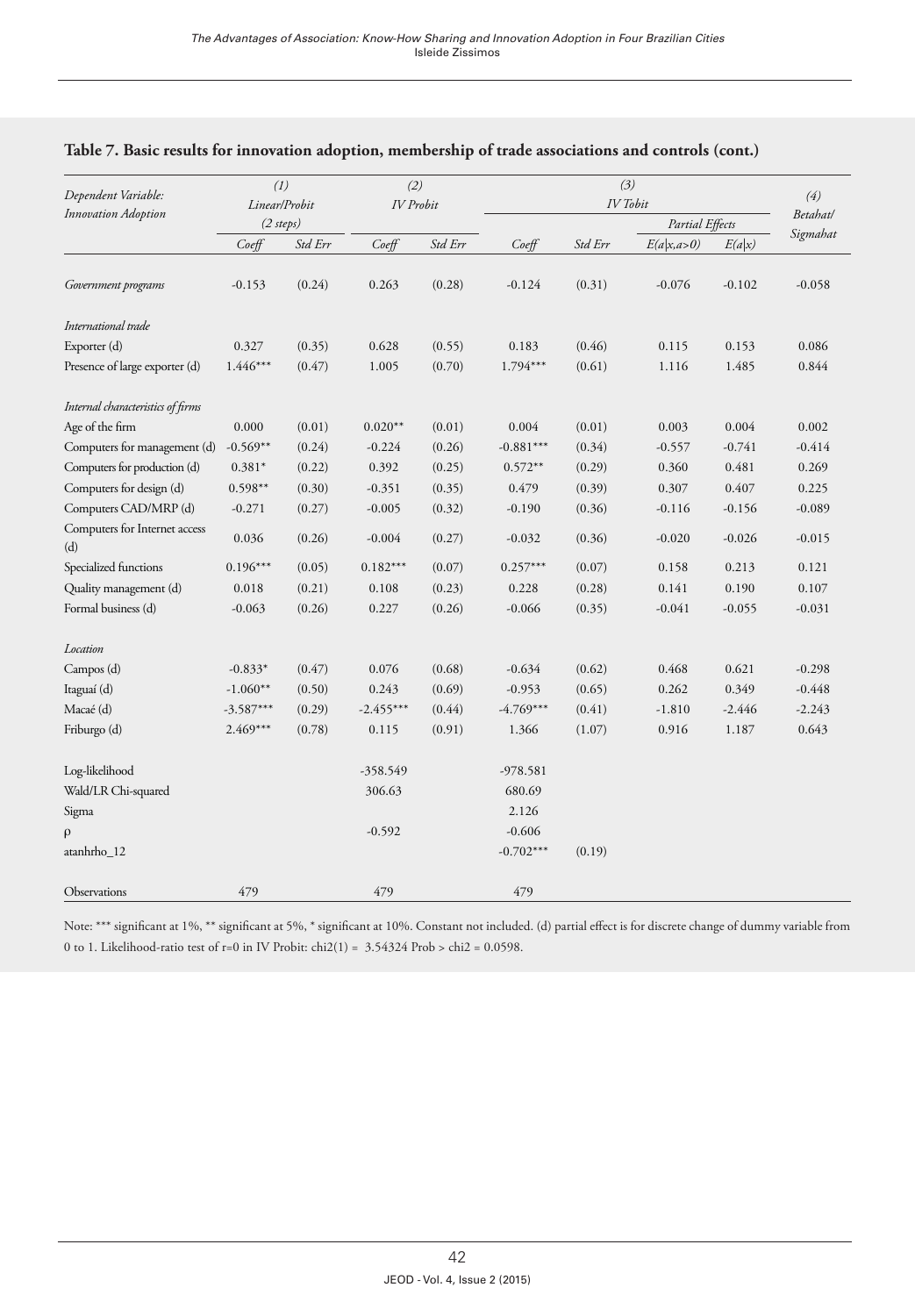**Table 7. Basic results for innovation adoption, membership of trade associations and controls (cont.)**

| *Dependent Variable: Innovation Adoption* | *(1) Linear/Probit (2 steps)* | | *(2) IV Probit* | | *(3) IV Tobit* | | | | *(4) Betahat/ Sigmahat* |
|---|---|---|---|---|---|---|---|---|---|
| | | | | | | | *Partial Effects* | | |
| | *Coeff* | *Std Err* | *Coeff* | *Std Err* | *Coeff* | *Std Err* | *E(a\|x,a>0)* | *E(a\|x)* | |
| *Government programs* | -0.153 | (0.24) | 0.263 | (0.28) | -0.124 | (0.31) | -0.076 | -0.102 | -0.058 |
| *International trade* | | | | | | | | | |
| Exporter (d) | 0.327 | (0.35) | 0.628 | (0.55) | 0.183 | (0.46) | 0.115 | 0.153 | 0.086 |
| Presence of large exporter (d) | 1.446*** | (0.47) | 1.005 | (0.70) | 1.794*** | (0.61) | 1.116 | 1.485 | 0.844 |
| *Internal characteristics of firms* | | | | | | | | | |
| Age of the firm | 0.000 | (0.01) | 0.020** | (0.01) | 0.004 | (0.01) | 0.003 | 0.004 | 0.002 |
| Computers for management (d) | -0.569** | (0.24) | -0.224 | (0.26) | -0.881*** | (0.34) | -0.557 | -0.741 | -0.414 |
| Computers for production (d) | 0.381* | (0.22) | 0.392 | (0.25) | 0.572** | (0.29) | 0.360 | 0.481 | 0.269 |
| Computers for design (d) | 0.598** | (0.30) | -0.351 | (0.35) | 0.479 | (0.39) | 0.307 | 0.407 | 0.225 |
| Computers CAD/MRP (d) | -0.271 | (0.27) | -0.005 | (0.32) | -0.190 | (0.36) | -0.116 | -0.156 | -0.089 |
| Computers for Internet access (d) | 0.036 | (0.26) | -0.004 | (0.27) | -0.032 | (0.36) | -0.020 | -0.026 | -0.015 |
| Specialized functions | 0.196*** | (0.05) | 0.182*** | (0.07) | 0.257*** | (0.07) | 0.158 | 0.213 | 0.121 |
| Quality management (d) | 0.018 | (0.21) | 0.108 | (0.23) | 0.228 | (0.28) | 0.141 | 0.190 | 0.107 |
| Formal business (d) | -0.063 | (0.26) | 0.227 | (0.26) | -0.066 | (0.35) | -0.041 | -0.055 | -0.031 |
| *Location* | | | | | | | | | |
| Campos (d) | -0.833* | (0.47) | 0.076 | (0.68) | -0.634 | (0.62) | 0.468 | 0.621 | -0.298 |
| Itaguaí (d) | -1.060** | (0.50) | 0.243 | (0.69) | -0.953 | (0.65) | 0.262 | 0.349 | -0.448 |
| Macaé (d) | -3.587*** | (0.29) | -2.455*** | (0.44) | -4.769*** | (0.41) | -1.810 | -2.446 | -2.243 |
| Friburgo (d) | 2.469*** | (0.78) | 0.115 | (0.91) | 1.366 | (1.07) | 0.916 | 1.187 | 0.643 |
| Log-likelihood | | | -358.549 | | -978.581 | | | | |
| Wald/LR Chi-squared | | | 306.63 | | 680.69 | | | | |
| Sigma | | | | | 2.126 | | | | |
| ρ | | | -0.592 | | -0.606 | | | | |
| atanhrho_12 | | | | | -0.702*** | (0.19) | | | |
| Observations | 479 | | 479 | | 479 | | | | |

Note: *** significant at 1%, ** significant at 5%, * significant at 10%. Constant not included. (d) partial effect is for discrete change of dummy variable from 0 to 1. Likelihood-ratio test of r=0 in IV Probit: chi2(1) = 3.54324 Prob > chi2 = 0.0598.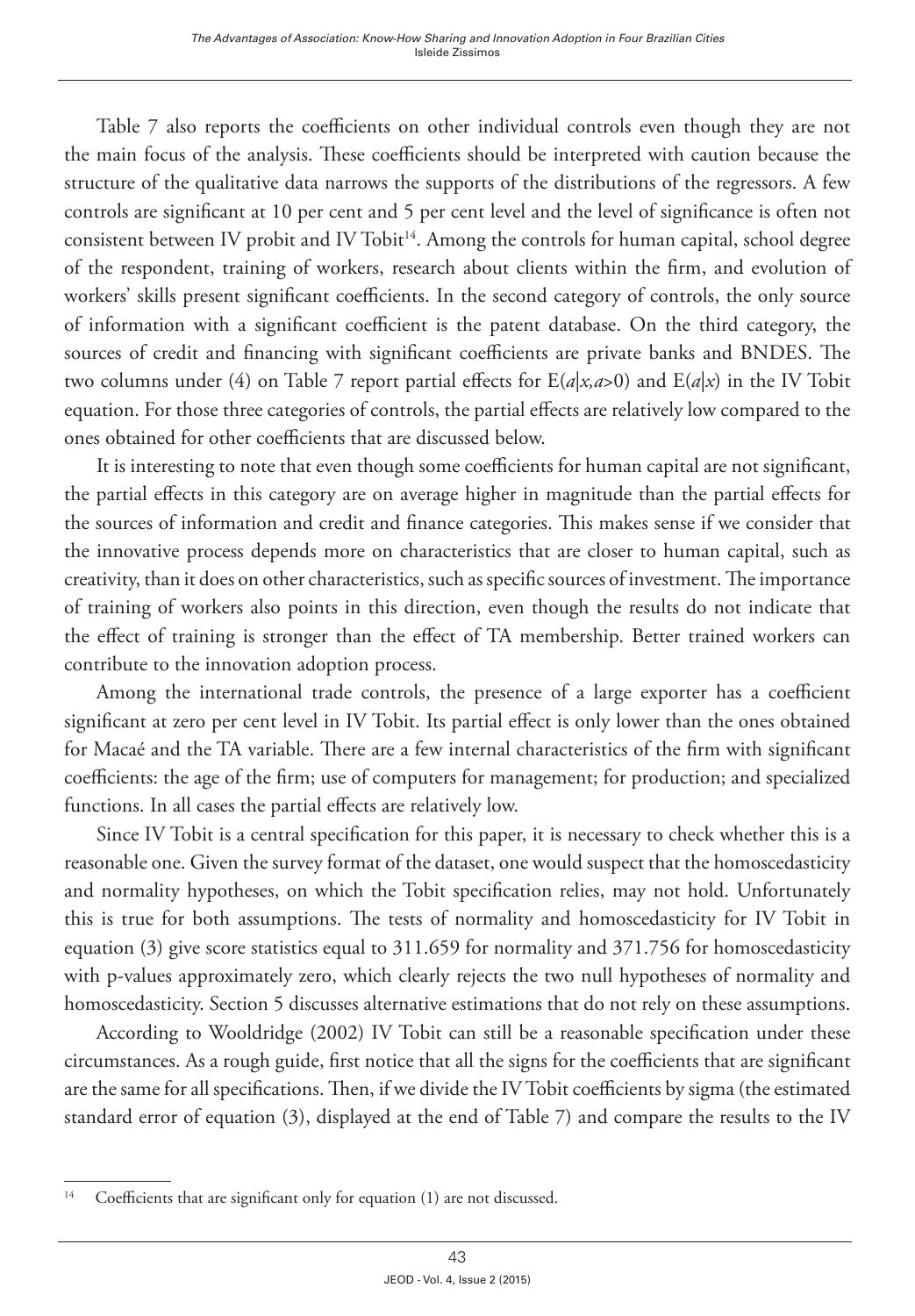Table 7 also reports the coefficients on other individual controls even though they are not the main focus of the analysis. These coefficients should be interpreted with caution because the structure of the qualitative data narrows the supports of the distributions of the regressors. A few controls are significant at 10 per cent and 5 per cent level and the level of significance is often not consistent between IV probit and IV Tobit[14]. Among the controls for human capital, school degree of the respondent, training of workers, research about clients within the firm, and evolution of workers' skills present significant coefficients. In the second category of controls, the only source of information with a significant coefficient is the patent database. On the third category, the sources of credit and financing with significant coefficients are private banks and BNDES. The two columns under (4) on Table 7 report partial effects for $E(a|x,a>0)$ and $E(a|x)$ in the IV Tobit equation. For those three categories of controls, the partial effects are relatively low compared to the ones obtained for other coefficients that are discussed below.

It is interesting to note that even though some coefficients for human capital are not significant, the partial effects in this category are on average higher in magnitude than the partial effects for the sources of information and credit and finance categories. This makes sense if we consider that the innovative process depends more on characteristics that are closer to human capital, such as creativity, than it does on other characteristics, such as specific sources of investment. The importance of training of workers also points in this direction, even though the results do not indicate that the effect of training is stronger than the effect of TA membership. Better trained workers can contribute to the innovation adoption process.

Among the international trade controls, the presence of a large exporter has a coefficient significant at zero per cent level in IV Tobit. Its partial effect is only lower than the ones obtained for Macaé and the TA variable. There are a few internal characteristics of the firm with significant coefficients: the age of the firm; use of computers for management; for production; and specialized functions. In all cases the partial effects are relatively low.

Since IV Tobit is a central specification for this paper, it is necessary to check whether this is a reasonable one. Given the survey format of the dataset, one would suspect that the homoscedasticity and normality hypotheses, on which the Tobit specification relies, may not hold. Unfortunately this is true for both assumptions. The tests of normality and homoscedasticity for IV Tobit in equation (3) give score statistics equal to 311.659 for normality and 371.756 for homoscedasticity with p-values approximately zero, which clearly rejects the two null hypotheses of normality and homoscedasticity. Section 5 discusses alternative estimations that do not rely on these assumptions.

According to Wooldridge (2002) IV Tobit can still be a reasonable specification under these circumstances. As a rough guide, first notice that all the signs for the coefficients that are significant are the same for all specifications. Then, if we divide the IV Tobit coefficients by sigma (the estimated standard error of equation (3), displayed at the end of Table 7) and compare the results to the IV

[14] Coefficients that are significant only for equation (1) are not discussed.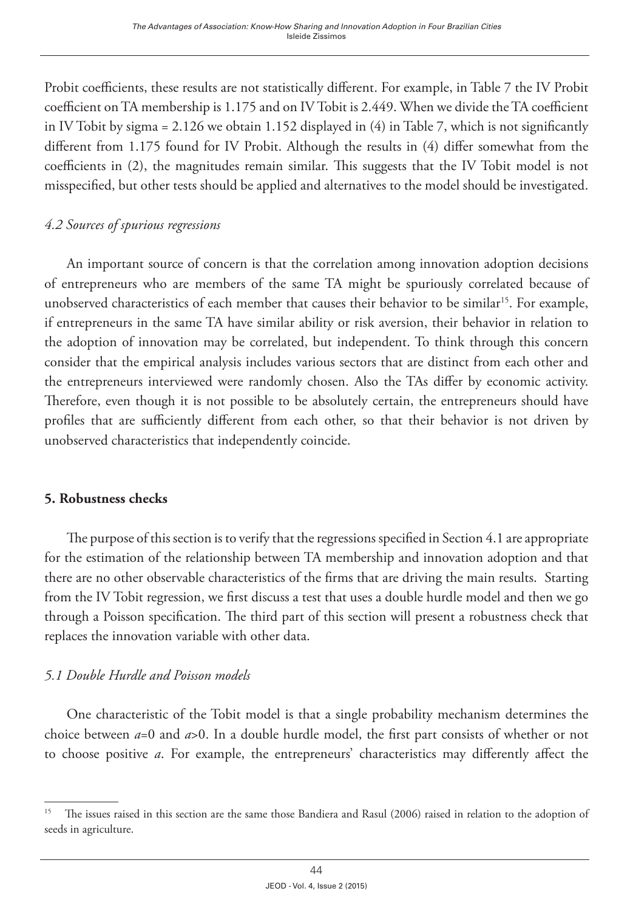Probit coefficients, these results are not statistically different. For example, in Table 7 the IV Probit coefficient on TA membership is 1.175 and on IV Tobit is 2.449. When we divide the TA coefficient in IV Tobit by sigma = 2.126 we obtain 1.152 displayed in (4) in Table 7, which is not significantly different from 1.175 found for IV Probit. Although the results in (4) differ somewhat from the coefficients in (2), the magnitudes remain similar. This suggests that the IV Tobit model is not misspecified, but other tests should be applied and alternatives to the model should be investigated.

### *4.2 Sources of spurious regressions*

An important source of concern is that the correlation among innovation adoption decisions of entrepreneurs who are members of the same TA might be spuriously correlated because of unobserved characteristics of each member that causes their behavior to be similar[15]. For example, if entrepreneurs in the same TA have similar ability or risk aversion, their behavior in relation to the adoption of innovation may be correlated, but independent. To think through this concern consider that the empirical analysis includes various sectors that are distinct from each other and the entrepreneurs interviewed were randomly chosen. Also the TAs differ by economic activity. Therefore, even though it is not possible to be absolutely certain, the entrepreneurs should have profiles that are sufficiently different from each other, so that their behavior is not driven by unobserved characteristics that independently coincide.

## **5. Robustness checks**

The purpose of this section is to verify that the regressions specified in Section 4.1 are appropriate for the estimation of the relationship between TA membership and innovation adoption and that there are no other observable characteristics of the firms that are driving the main results. Starting from the IV Tobit regression, we first discuss a test that uses a double hurdle model and then we go through a Poisson specification. The third part of this section will present a robustness check that replaces the innovation variable with other data.

### *5.1 Double Hurdle and Poisson models*

One characteristic of the Tobit model is that a single probability mechanism determines the choice between $a=0$ and $a>0$. In a double hurdle model, the first part consists of whether or not to choose positive $a$. For example, the entrepreneurs' characteristics may differently affect the

---

[15] The issues raised in this section are the same those Bandiera and Rasul (2006) raised in relation to the adoption of seeds in agriculture.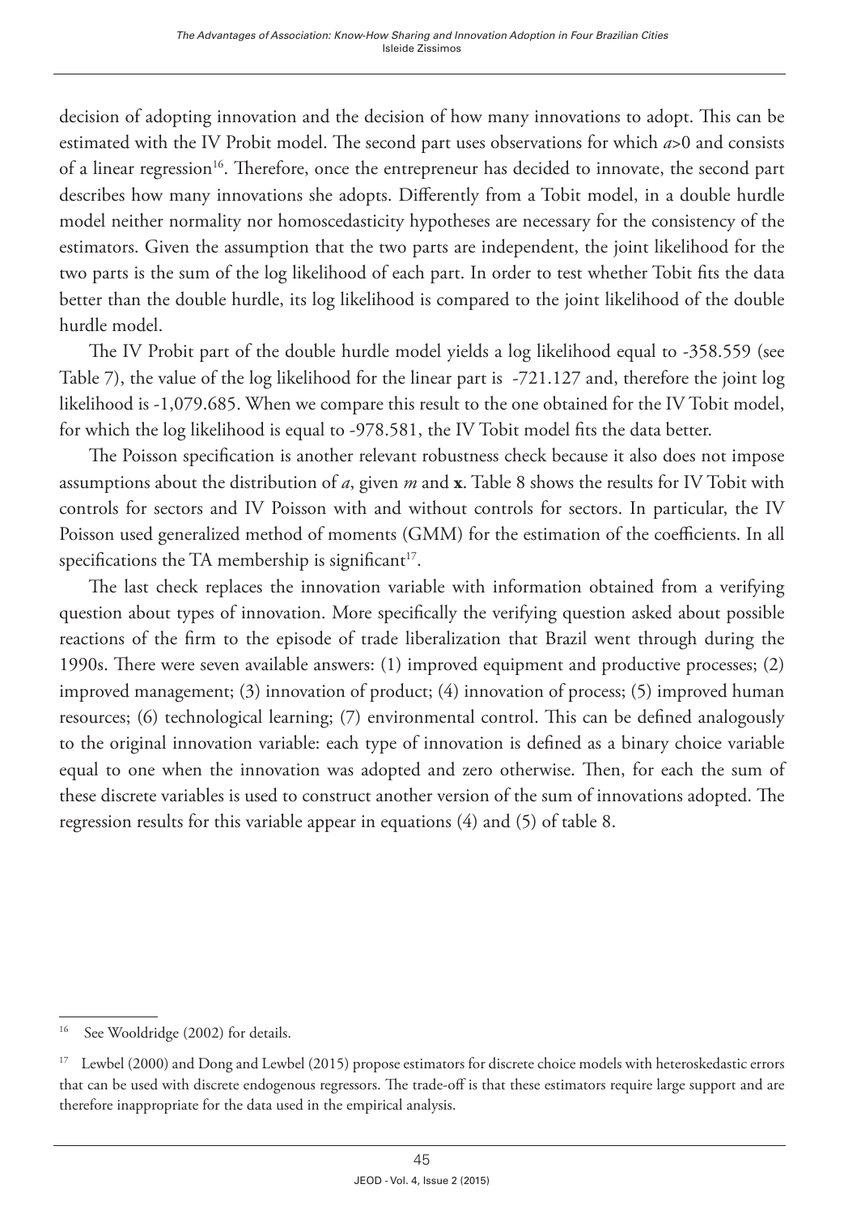decision of adopting innovation and the decision of how many innovations to adopt. This can be estimated with the IV Probit model. The second part uses observations for which $a>0$ and consists of a linear regression[16]. Therefore, once the entrepreneur has decided to innovate, the second part describes how many innovations she adopts. Differently from a Tobit model, in a double hurdle model neither normality nor homoscedasticity hypotheses are necessary for the consistency of the estimators. Given the assumption that the two parts are independent, the joint likelihood for the two parts is the sum of the log likelihood of each part. In order to test whether Tobit fits the data better than the double hurdle, its log likelihood is compared to the joint likelihood of the double hurdle model.

The IV Probit part of the double hurdle model yields a log likelihood equal to -358.559 (see Table 7), the value of the log likelihood for the linear part is -721.127 and, therefore the joint log likelihood is -1,079.685. When we compare this result to the one obtained for the IV Tobit model, for which the log likelihood is equal to -978.581, the IV Tobit model fits the data better.

The Poisson specification is another relevant robustness check because it also does not impose assumptions about the distribution of $a$, given $m$ and $\mathbf{x}$. Table 8 shows the results for IV Tobit with controls for sectors and IV Poisson with and without controls for sectors. In particular, the IV Poisson used generalized method of moments (GMM) for the estimation of the coefficients. In all specifications the TA membership is significant[17].

The last check replaces the innovation variable with information obtained from a verifying question about types of innovation. More specifically the verifying question asked about possible reactions of the firm to the episode of trade liberalization that Brazil went through during the 1990s. There were seven available answers: (1) improved equipment and productive processes; (2) improved management; (3) innovation of product; (4) innovation of process; (5) improved human resources; (6) technological learning; (7) environmental control. This can be defined analogously to the original innovation variable: each type of innovation is defined as a binary choice variable equal to one when the innovation was adopted and zero otherwise. Then, for each the sum of these discrete variables is used to construct another version of the sum of innovations adopted. The regression results for this variable appear in equations (4) and (5) of table 8.

---

[16] See Wooldridge (2002) for details.

[17] Lewbel (2000) and Dong and Lewbel (2015) propose estimators for discrete choice models with heteroskedastic errors that can be used with discrete endogenous regressors. The trade-off is that these estimators require large support and are therefore inappropriate for the data used in the empirical analysis.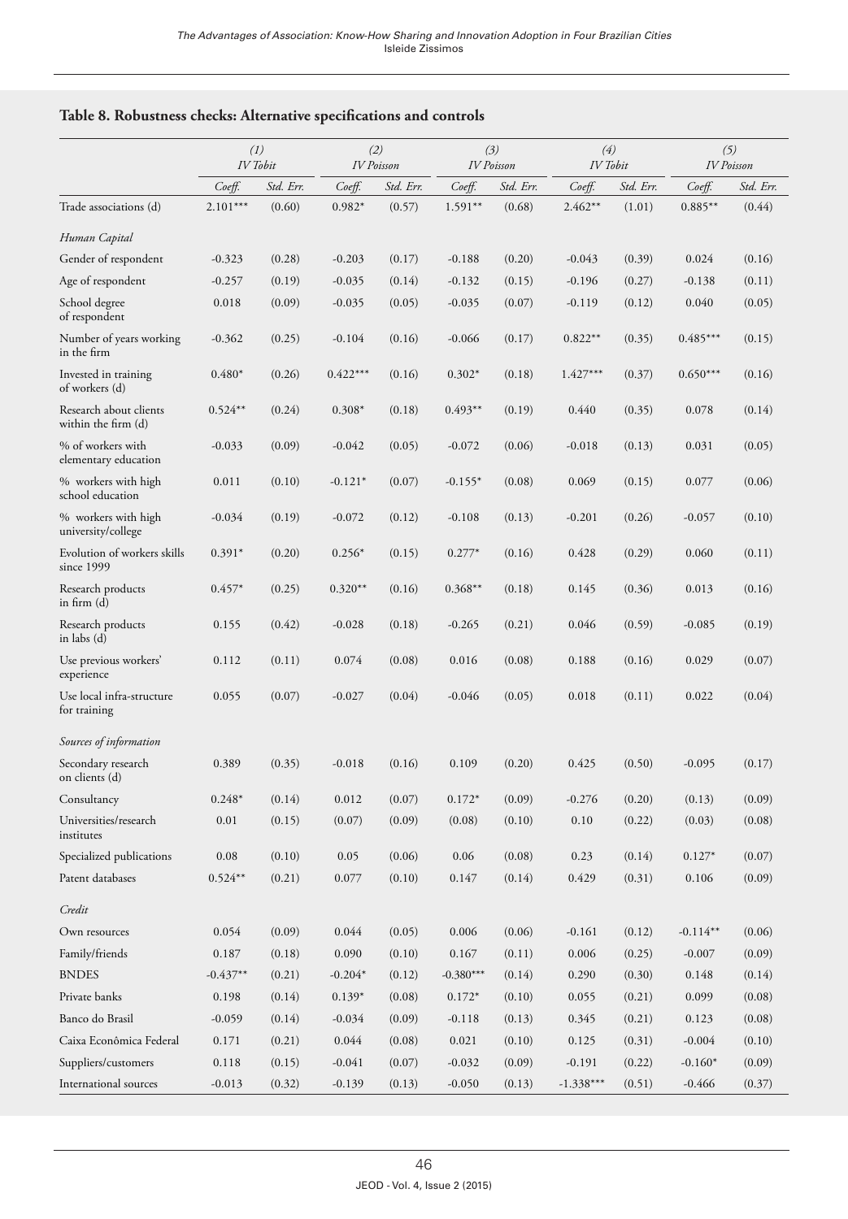## Table 8. Robustness checks: Alternative specifications and controls

| | (1) IV Tobit | | (2) IV Poisson | | (3) IV Poisson | | (4) IV Tobit | | (5) IV Poisson | |
|---|---|---|---|---|---|---|---|---|---|---|
| | *Coeff.* | *Std. Err.* | *Coeff.* | *Std. Err.* | *Coeff.* | *Std. Err.* | *Coeff.* | *Std. Err.* | *Coeff.* | *Std. Err.* |
| Trade associations (d) | 2.101*** | (0.60) | 0.982* | (0.57) | 1.591** | (0.68) | 2.462** | (1.01) | 0.885** | (0.44) |
| *Human Capital* | | | | | | | | | | |
| Gender of respondent | -0.323 | (0.28) | -0.203 | (0.17) | -0.188 | (0.20) | -0.043 | (0.39) | 0.024 | (0.16) |
| Age of respondent | -0.257 | (0.19) | -0.035 | (0.14) | -0.132 | (0.15) | -0.196 | (0.27) | -0.138 | (0.11) |
| School degree of respondent | 0.018 | (0.09) | -0.035 | (0.05) | -0.035 | (0.07) | -0.119 | (0.12) | 0.040 | (0.05) |
| Number of years working in the firm | -0.362 | (0.25) | -0.104 | (0.16) | -0.066 | (0.17) | 0.822** | (0.35) | 0.485*** | (0.15) |
| Invested in training of workers (d) | 0.480* | (0.26) | 0.422*** | (0.16) | 0.302* | (0.18) | 1.427*** | (0.37) | 0.650*** | (0.16) |
| Research about clients within the firm (d) | 0.524** | (0.24) | 0.308* | (0.18) | 0.493** | (0.19) | 0.440 | (0.35) | 0.078 | (0.14) |
| % of workers with elementary education | -0.033 | (0.09) | -0.042 | (0.05) | -0.072 | (0.06) | -0.018 | (0.13) | 0.031 | (0.05) |
| % workers with high school education | 0.011 | (0.10) | -0.121* | (0.07) | -0.155* | (0.08) | 0.069 | (0.15) | 0.077 | (0.06) |
| % workers with high university/college | -0.034 | (0.19) | -0.072 | (0.12) | -0.108 | (0.13) | -0.201 | (0.26) | -0.057 | (0.10) |
| Evolution of workers skills since 1999 | 0.391* | (0.20) | 0.256* | (0.15) | 0.277* | (0.16) | 0.428 | (0.29) | 0.060 | (0.11) |
| Research products in firm (d) | 0.457* | (0.25) | 0.320** | (0.16) | 0.368** | (0.18) | 0.145 | (0.36) | 0.013 | (0.16) |
| Research products in labs (d) | 0.155 | (0.42) | -0.028 | (0.18) | -0.265 | (0.21) | 0.046 | (0.59) | -0.085 | (0.19) |
| Use previous workers' experience | 0.112 | (0.11) | 0.074 | (0.08) | 0.016 | (0.08) | 0.188 | (0.16) | 0.029 | (0.07) |
| Use local infra-structure for training | 0.055 | (0.07) | -0.027 | (0.04) | -0.046 | (0.05) | 0.018 | (0.11) | 0.022 | (0.04) |
| *Sources of information* | | | | | | | | | | |
| Secondary research on clients (d) | 0.389 | (0.35) | -0.018 | (0.16) | 0.109 | (0.20) | 0.425 | (0.50) | -0.095 | (0.17) |
| Consultancy | 0.248* | (0.14) | 0.012 | (0.07) | 0.172* | (0.09) | -0.276 | (0.20) | (0.13) | (0.09) |
| Universities/research institutes | 0.01 | (0.15) | (0.07) | (0.09) | (0.08) | (0.10) | 0.10 | (0.22) | (0.03) | (0.08) |
| Specialized publications | 0.08 | (0.10) | 0.05 | (0.06) | 0.06 | (0.08) | 0.23 | (0.14) | 0.127* | (0.07) |
| Patent databases | 0.524** | (0.21) | 0.077 | (0.10) | 0.147 | (0.14) | 0.429 | (0.31) | 0.106 | (0.09) |
| *Credit* | | | | | | | | | | |
| Own resources | 0.054 | (0.09) | 0.044 | (0.05) | 0.006 | (0.06) | -0.161 | (0.12) | -0.114** | (0.06) |
| Family/friends | 0.187 | (0.18) | 0.090 | (0.10) | 0.167 | (0.11) | 0.006 | (0.25) | -0.007 | (0.09) |
| BNDES | -0.437** | (0.21) | -0.204* | (0.12) | -0.380*** | (0.14) | 0.290 | (0.30) | 0.148 | (0.14) |
| Private banks | 0.198 | (0.14) | 0.139* | (0.08) | 0.172* | (0.10) | 0.055 | (0.21) | 0.099 | (0.08) |
| Banco do Brasil | -0.059 | (0.14) | -0.034 | (0.09) | -0.118 | (0.13) | 0.345 | (0.21) | 0.123 | (0.08) |
| Caixa Econômica Federal | 0.171 | (0.21) | 0.044 | (0.08) | 0.021 | (0.10) | 0.125 | (0.31) | -0.004 | (0.10) |
| Suppliers/customers | 0.118 | (0.15) | -0.041 | (0.07) | -0.032 | (0.09) | -0.191 | (0.22) | -0.160* | (0.09) |
| International sources | -0.013 | (0.32) | -0.139 | (0.13) | -0.050 | (0.13) | -1.338*** | (0.51) | -0.466 | (0.37) |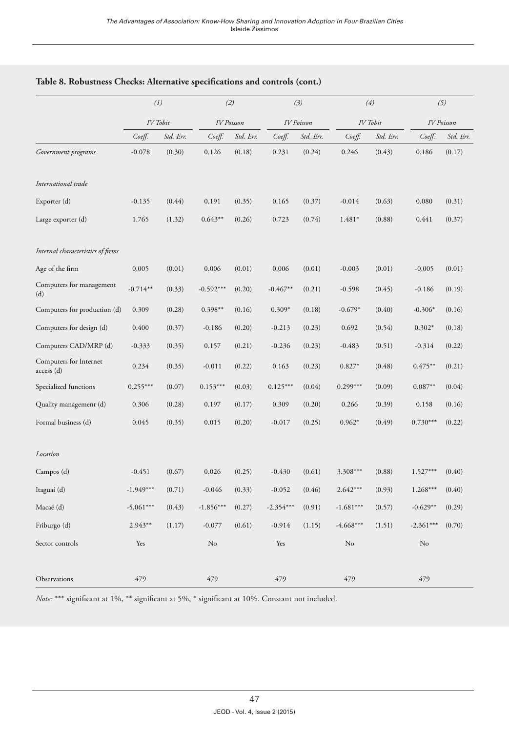## Table 8. Robustness Checks: Alternative specifications and controls (cont.)

| | (1) | | (2) | | (3) | | (4) | | (5) | |
|---|---|---|---|---|---|---|---|---|---|---|
| | *IV Tobit* | | *IV Poisson* | | *IV Poisson* | | *IV Tobit* | | *IV Poisson* | |
| | *Coeff.* | *Std. Err.* | *Coeff.* | *Std. Err.* | *Coeff.* | *Std. Err.* | *Coeff.* | *Std. Err.* | *Coeff.* | *Std. Err.* |
| *Government programs* | -0.078 | (0.30) | 0.126 | (0.18) | 0.231 | (0.24) | 0.246 | (0.43) | 0.186 | (0.17) |
| *International trade* | | | | | | | | | | |
| Exporter (d) | -0.135 | (0.44) | 0.191 | (0.35) | 0.165 | (0.37) | -0.014 | (0.63) | 0.080 | (0.31) |
| Large exporter (d) | 1.765 | (1.32) | 0.643** | (0.26) | 0.723 | (0.74) | 1.481* | (0.88) | 0.441 | (0.37) |
| *Internal characteristics of firms* | | | | | | | | | | |
| Age of the firm | 0.005 | (0.01) | 0.006 | (0.01) | 0.006 | (0.01) | -0.003 | (0.01) | -0.005 | (0.01) |
| Computers for management (d) | -0.714** | (0.33) | -0.592*** | (0.20) | -0.467** | (0.21) | -0.598 | (0.45) | -0.186 | (0.19) |
| Computers for production (d) | 0.309 | (0.28) | 0.398** | (0.16) | 0.309* | (0.18) | -0.679* | (0.40) | -0.306* | (0.16) |
| Computers for design (d) | 0.400 | (0.37) | -0.186 | (0.20) | -0.213 | (0.23) | 0.692 | (0.54) | 0.302* | (0.18) |
| Computers CAD/MRP (d) | -0.333 | (0.35) | 0.157 | (0.21) | -0.236 | (0.23) | -0.483 | (0.51) | -0.314 | (0.22) |
| Computers for Internet access (d) | 0.234 | (0.35) | -0.011 | (0.22) | 0.163 | (0.23) | 0.827* | (0.48) | 0.475** | (0.21) |
| Specialized functions | 0.255*** | (0.07) | 0.153*** | (0.03) | 0.125*** | (0.04) | 0.299*** | (0.09) | 0.087** | (0.04) |
| Quality management (d) | 0.306 | (0.28) | 0.197 | (0.17) | 0.309 | (0.20) | 0.266 | (0.39) | 0.158 | (0.16) |
| Formal business (d) | 0.045 | (0.35) | 0.015 | (0.20) | -0.017 | (0.25) | 0.962* | (0.49) | 0.730*** | (0.22) |
| *Location* | | | | | | | | | | |
| Campos (d) | -0.451 | (0.67) | 0.026 | (0.25) | -0.430 | (0.61) | 3.308*** | (0.88) | 1.527*** | (0.40) |
| Itaguaí (d) | -1.949*** | (0.71) | -0.046 | (0.33) | -0.052 | (0.46) | 2.642*** | (0.93) | 1.268*** | (0.40) |
| Macaé (d) | -5.061*** | (0.43) | -1.856*** | (0.27) | -2.354*** | (0.91) | -1.681*** | (0.57) | -0.629** | (0.29) |
| Friburgo (d) | 2.943** | (1.17) | -0.077 | (0.61) | -0.914 | (1.15) | -4.668*** | (1.51) | -2.361*** | (0.70) |
| Sector controls | Yes | | No | | Yes | | No | | No | |
| Observations | 479 | | 479 | | 479 | | 479 | | 479 | |

*Note:* *** significant at 1%, ** significant at 5%, * significant at 10%. Constant not included.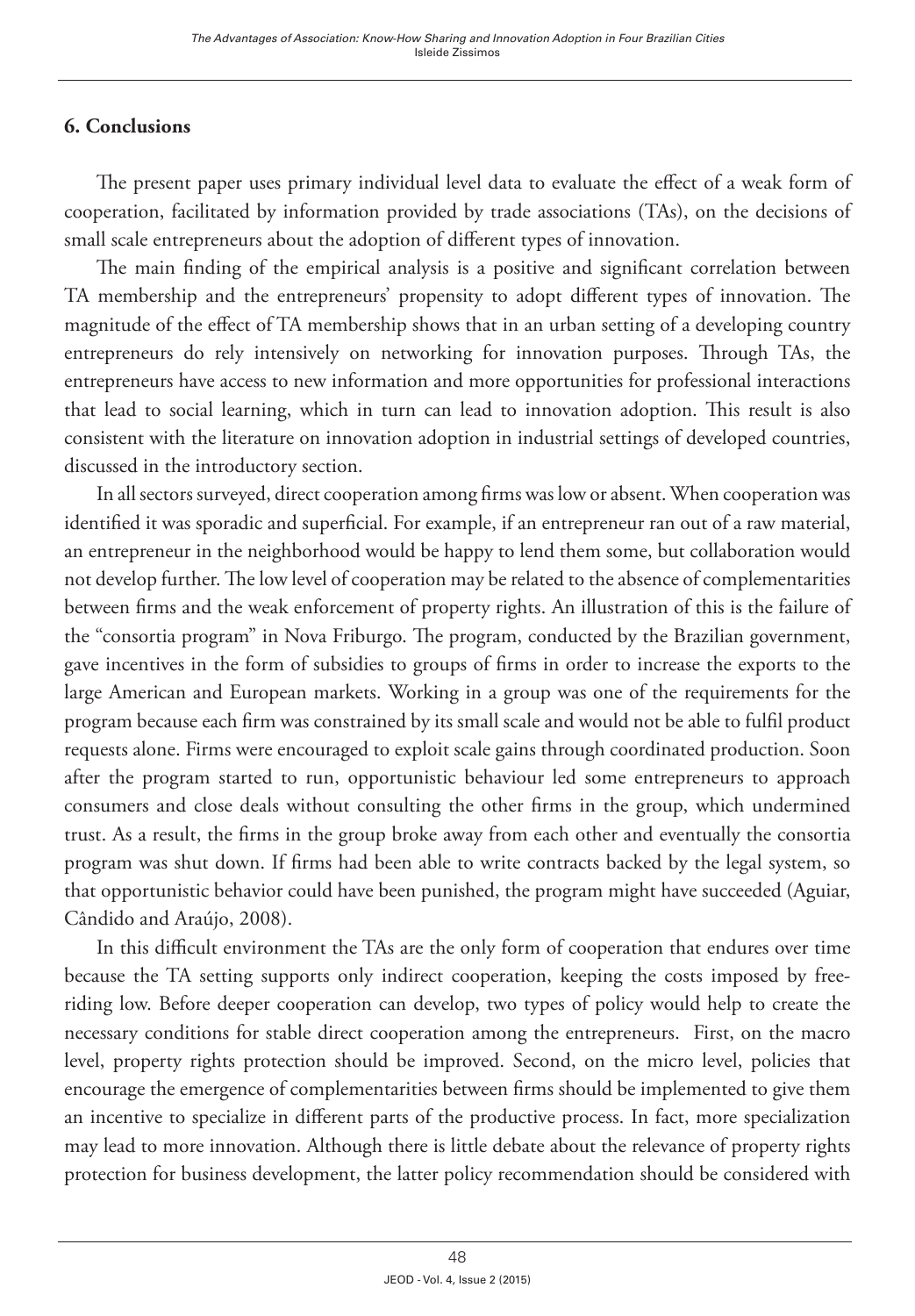## 6. Conclusions

The present paper uses primary individual level data to evaluate the effect of a weak form of cooperation, facilitated by information provided by trade associations (TAs), on the decisions of small scale entrepreneurs about the adoption of different types of innovation.

The main finding of the empirical analysis is a positive and significant correlation between TA membership and the entrepreneurs' propensity to adopt different types of innovation. The magnitude of the effect of TA membership shows that in an urban setting of a developing country entrepreneurs do rely intensively on networking for innovation purposes. Through TAs, the entrepreneurs have access to new information and more opportunities for professional interactions that lead to social learning, which in turn can lead to innovation adoption. This result is also consistent with the literature on innovation adoption in industrial settings of developed countries, discussed in the introductory section.

In all sectors surveyed, direct cooperation among firms was low or absent. When cooperation was identified it was sporadic and superficial. For example, if an entrepreneur ran out of a raw material, an entrepreneur in the neighborhood would be happy to lend them some, but collaboration would not develop further. The low level of cooperation may be related to the absence of complementarities between firms and the weak enforcement of property rights. An illustration of this is the failure of the "consortia program" in Nova Friburgo. The program, conducted by the Brazilian government, gave incentives in the form of subsidies to groups of firms in order to increase the exports to the large American and European markets. Working in a group was one of the requirements for the program because each firm was constrained by its small scale and would not be able to fulfil product requests alone. Firms were encouraged to exploit scale gains through coordinated production. Soon after the program started to run, opportunistic behaviour led some entrepreneurs to approach consumers and close deals without consulting the other firms in the group, which undermined trust. As a result, the firms in the group broke away from each other and eventually the consortia program was shut down. If firms had been able to write contracts backed by the legal system, so that opportunistic behavior could have been punished, the program might have succeeded (Aguiar, Cândido and Araújo, 2008).

In this difficult environment the TAs are the only form of cooperation that endures over time because the TA setting supports only indirect cooperation, keeping the costs imposed by free-riding low. Before deeper cooperation can develop, two types of policy would help to create the necessary conditions for stable direct cooperation among the entrepreneurs. First, on the macro level, property rights protection should be improved. Second, on the micro level, policies that encourage the emergence of complementarities between firms should be implemented to give them an incentive to specialize in different parts of the productive process. In fact, more specialization may lead to more innovation. Although there is little debate about the relevance of property rights protection for business development, the latter policy recommendation should be considered with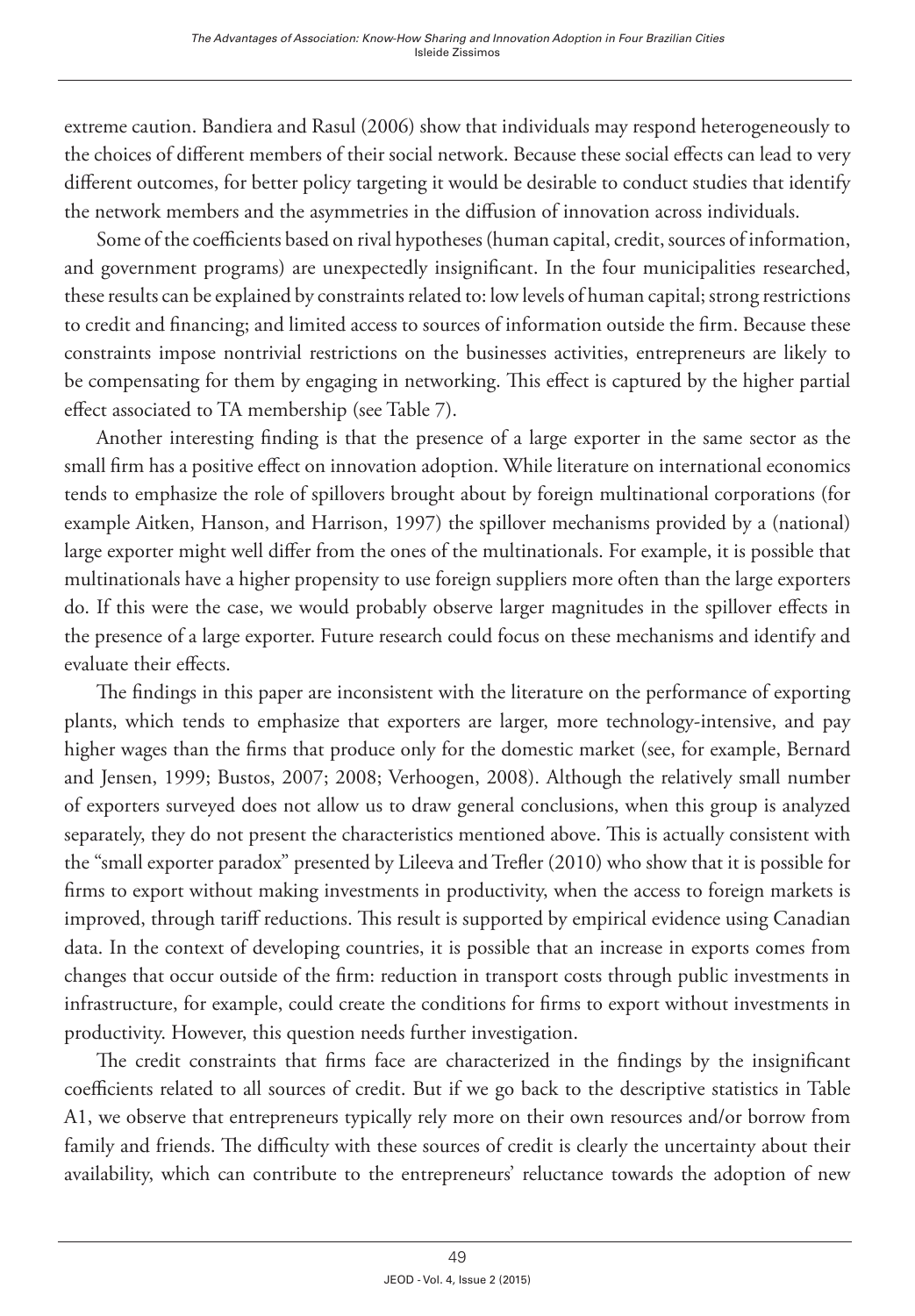extreme caution. Bandiera and Rasul (2006) show that individuals may respond heterogeneously to the choices of different members of their social network. Because these social effects can lead to very different outcomes, for better policy targeting it would be desirable to conduct studies that identify the network members and the asymmetries in the diffusion of innovation across individuals.

Some of the coefficients based on rival hypotheses (human capital, credit, sources of information, and government programs) are unexpectedly insignificant. In the four municipalities researched, these results can be explained by constraints related to: low levels of human capital; strong restrictions to credit and financing; and limited access to sources of information outside the firm. Because these constraints impose nontrivial restrictions on the businesses activities, entrepreneurs are likely to be compensating for them by engaging in networking. This effect is captured by the higher partial effect associated to TA membership (see Table 7).

Another interesting finding is that the presence of a large exporter in the same sector as the small firm has a positive effect on innovation adoption. While literature on international economics tends to emphasize the role of spillovers brought about by foreign multinational corporations (for example Aitken, Hanson, and Harrison, 1997) the spillover mechanisms provided by a (national) large exporter might well differ from the ones of the multinationals. For example, it is possible that multinationals have a higher propensity to use foreign suppliers more often than the large exporters do. If this were the case, we would probably observe larger magnitudes in the spillover effects in the presence of a large exporter. Future research could focus on these mechanisms and identify and evaluate their effects.

The findings in this paper are inconsistent with the literature on the performance of exporting plants, which tends to emphasize that exporters are larger, more technology-intensive, and pay higher wages than the firms that produce only for the domestic market (see, for example, Bernard and Jensen, 1999; Bustos, 2007; 2008; Verhoogen, 2008). Although the relatively small number of exporters surveyed does not allow us to draw general conclusions, when this group is analyzed separately, they do not present the characteristics mentioned above. This is actually consistent with the "small exporter paradox" presented by Lileeva and Trefler (2010) who show that it is possible for firms to export without making investments in productivity, when the access to foreign markets is improved, through tariff reductions. This result is supported by empirical evidence using Canadian data. In the context of developing countries, it is possible that an increase in exports comes from changes that occur outside of the firm: reduction in transport costs through public investments in infrastructure, for example, could create the conditions for firms to export without investments in productivity. However, this question needs further investigation.

The credit constraints that firms face are characterized in the findings by the insignificant coefficients related to all sources of credit. But if we go back to the descriptive statistics in Table A1, we observe that entrepreneurs typically rely more on their own resources and/or borrow from family and friends. The difficulty with these sources of credit is clearly the uncertainty about their availability, which can contribute to the entrepreneurs' reluctance towards the adoption of new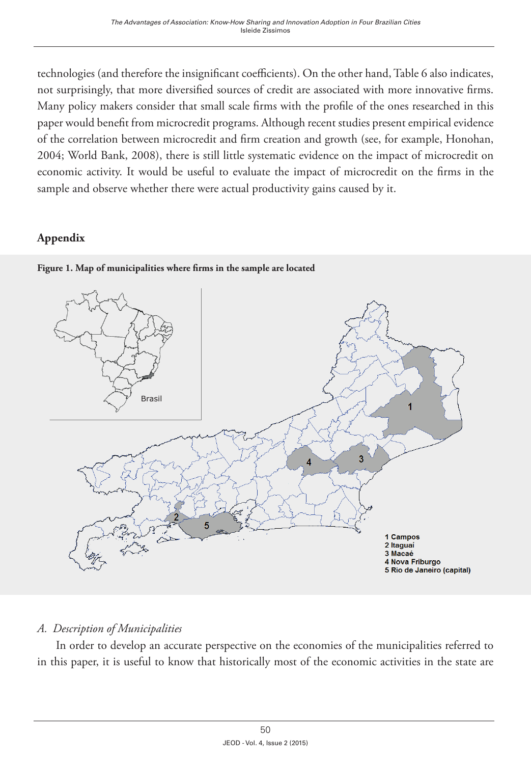technologies (and therefore the insignificant coefficients). On the other hand, Table 6 also indicates, not surprisingly, that more diversified sources of credit are associated with more innovative firms. Many policy makers consider that small scale firms with the profile of the ones researched in this paper would benefit from microcredit programs. Although recent studies present empirical evidence of the correlation between microcredit and firm creation and growth (see, for example, Honohan, 2004; World Bank, 2008), there is still little systematic evidence on the impact of microcredit on economic activity. It would be useful to evaluate the impact of microcredit on the firms in the sample and observe whether there were actual productivity gains caused by it.

## Appendix

**Figure 1. Map of municipalities where firms in the sample are located**

Brasil

1 Campos
2 Itaguaí
3 Macaé
4 Nova Friburgo
5 Rio de Janeiro (capital)

### *A. Description of Municipalities*

In order to develop an accurate perspective on the economies of the municipalities referred to in this paper, it is useful to know that historically most of the economic activities in the state are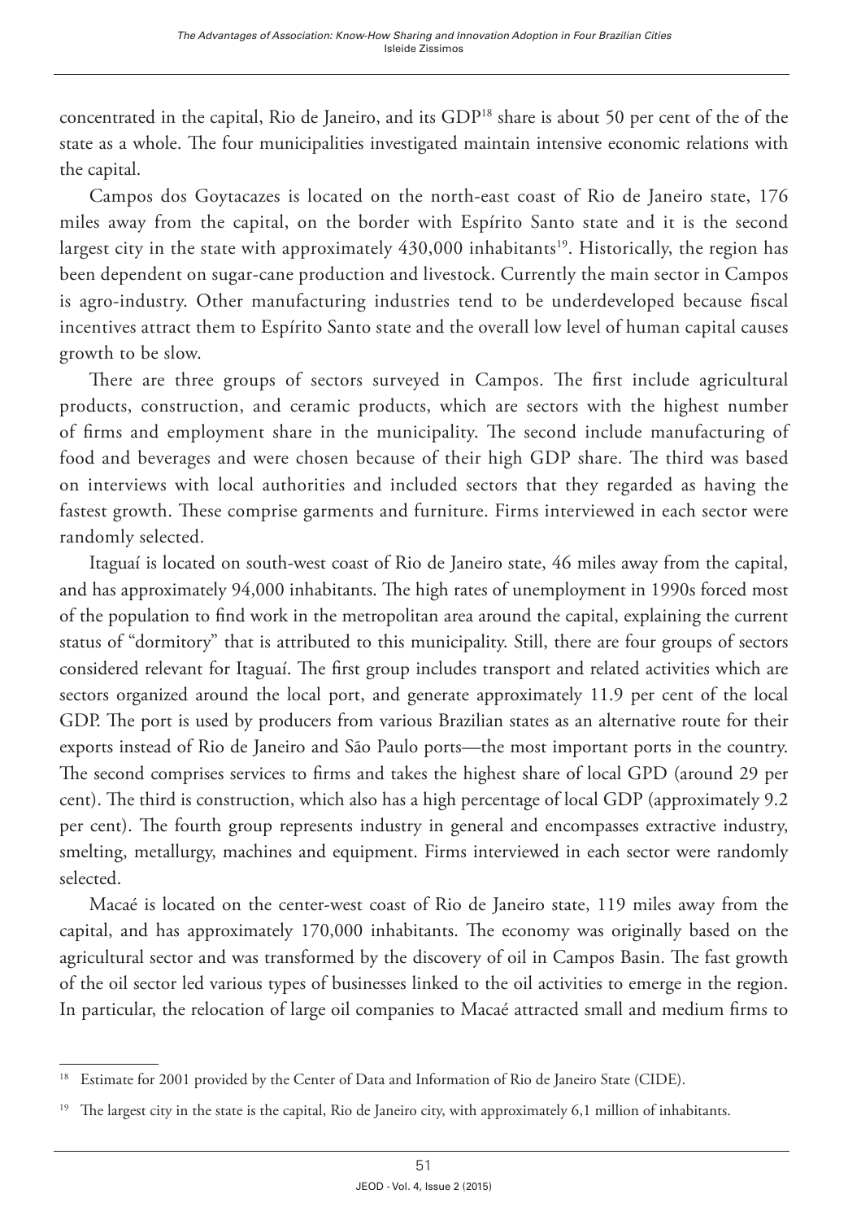concentrated in the capital, Rio de Janeiro, and its GDP[18] share is about 50 per cent of the of the state as a whole. The four municipalities investigated maintain intensive economic relations with the capital.

Campos dos Goytacazes is located on the north-east coast of Rio de Janeiro state, 176 miles away from the capital, on the border with Espírito Santo state and it is the second largest city in the state with approximately 430,000 inhabitants[19]. Historically, the region has been dependent on sugar-cane production and livestock. Currently the main sector in Campos is agro-industry. Other manufacturing industries tend to be underdeveloped because fiscal incentives attract them to Espírito Santo state and the overall low level of human capital causes growth to be slow.

There are three groups of sectors surveyed in Campos. The first include agricultural products, construction, and ceramic products, which are sectors with the highest number of firms and employment share in the municipality. The second include manufacturing of food and beverages and were chosen because of their high GDP share. The third was based on interviews with local authorities and included sectors that they regarded as having the fastest growth. These comprise garments and furniture. Firms interviewed in each sector were randomly selected.

Itaguaí is located on south-west coast of Rio de Janeiro state, 46 miles away from the capital, and has approximately 94,000 inhabitants. The high rates of unemployment in 1990s forced most of the population to find work in the metropolitan area around the capital, explaining the current status of "dormitory" that is attributed to this municipality. Still, there are four groups of sectors considered relevant for Itaguaí. The first group includes transport and related activities which are sectors organized around the local port, and generate approximately 11.9 per cent of the local GDP. The port is used by producers from various Brazilian states as an alternative route for their exports instead of Rio de Janeiro and São Paulo ports—the most important ports in the country. The second comprises services to firms and takes the highest share of local GPD (around 29 per cent). The third is construction, which also has a high percentage of local GDP (approximately 9.2 per cent). The fourth group represents industry in general and encompasses extractive industry, smelting, metallurgy, machines and equipment. Firms interviewed in each sector were randomly selected.

Macaé is located on the center-west coast of Rio de Janeiro state, 119 miles away from the capital, and has approximately 170,000 inhabitants. The economy was originally based on the agricultural sector and was transformed by the discovery of oil in Campos Basin. The fast growth of the oil sector led various types of businesses linked to the oil activities to emerge in the region. In particular, the relocation of large oil companies to Macaé attracted small and medium firms to

[18] Estimate for 2001 provided by the Center of Data and Information of Rio de Janeiro State (CIDE).

[19] The largest city in the state is the capital, Rio de Janeiro city, with approximately 6,1 million of inhabitants.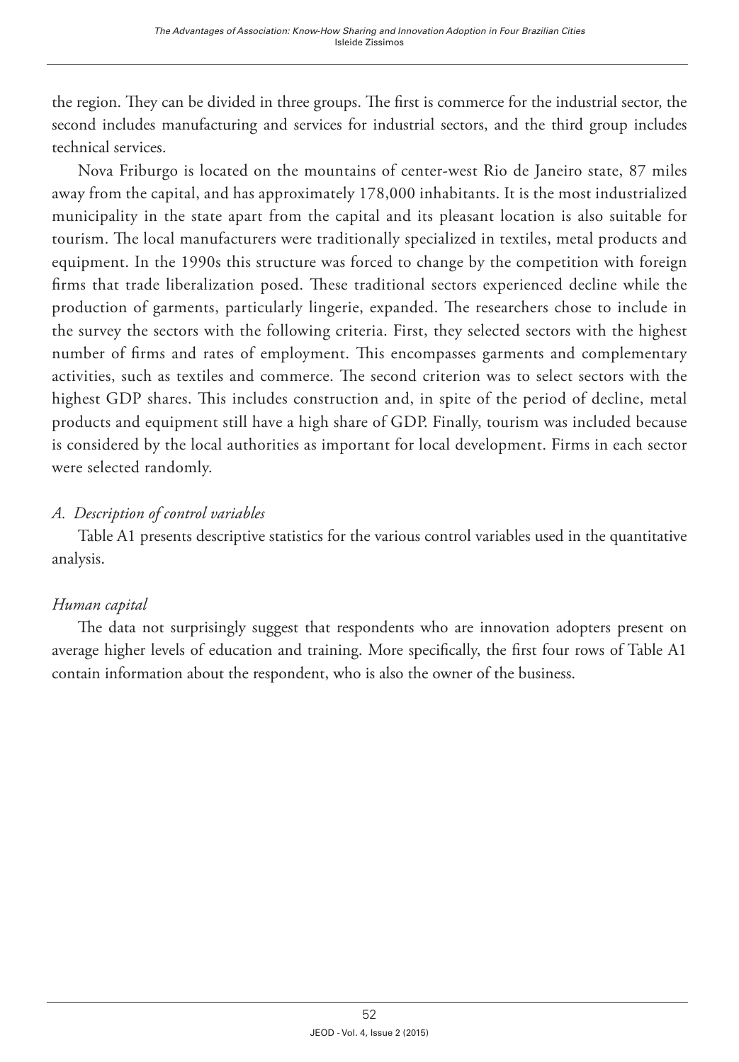the region. They can be divided in three groups. The first is commerce for the industrial sector, the second includes manufacturing and services for industrial sectors, and the third group includes technical services.

Nova Friburgo is located on the mountains of center-west Rio de Janeiro state, 87 miles away from the capital, and has approximately 178,000 inhabitants. It is the most industrialized municipality in the state apart from the capital and its pleasant location is also suitable for tourism. The local manufacturers were traditionally specialized in textiles, metal products and equipment. In the 1990s this structure was forced to change by the competition with foreign firms that trade liberalization posed. These traditional sectors experienced decline while the production of garments, particularly lingerie, expanded. The researchers chose to include in the survey the sectors with the following criteria. First, they selected sectors with the highest number of firms and rates of employment. This encompasses garments and complementary activities, such as textiles and commerce. The second criterion was to select sectors with the highest GDP shares. This includes construction and, in spite of the period of decline, metal products and equipment still have a high share of GDP. Finally, tourism was included because is considered by the local authorities as important for local development. Firms in each sector were selected randomly.

### *A. Description of control variables*

Table A1 presents descriptive statistics for the various control variables used in the quantitative analysis.

#### *Human capital*

The data not surprisingly suggest that respondents who are innovation adopters present on average higher levels of education and training. More specifically, the first four rows of Table A1 contain information about the respondent, who is also the owner of the business.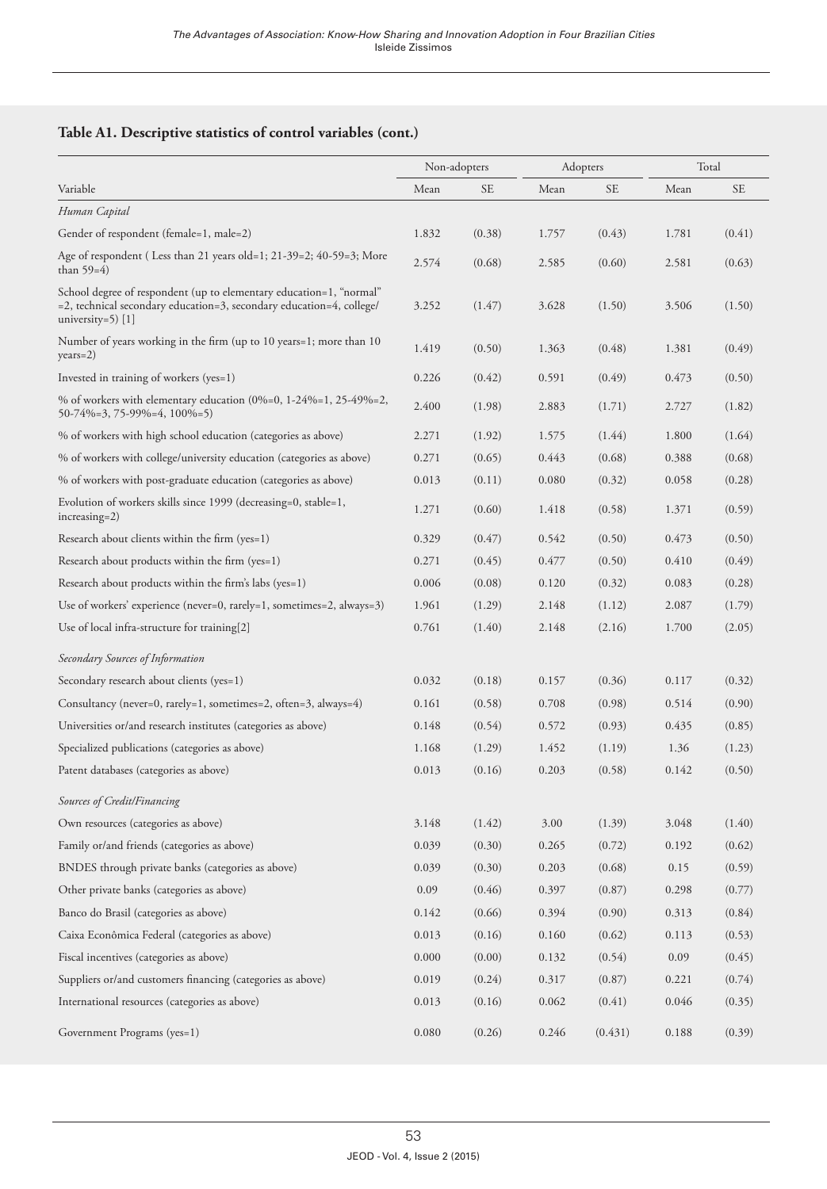**Table A1. Descriptive statistics of control variables (cont.)**

| | Non-adopters | | Adopters | | Total | |
|---|---|---|---|---|---|---|
| Variable | Mean | SE | Mean | SE | Mean | SE |
| *Human Capital* | | | | | | |
| Gender of respondent (female=1, male=2) | 1.832 | (0.38) | 1.757 | (0.43) | 1.781 | (0.41) |
| Age of respondent ( Less than 21 years old=1; 21-39=2; 40-59=3; More than 59=4) | 2.574 | (0.68) | 2.585 | (0.60) | 2.581 | (0.63) |
| School degree of respondent (up to elementary education=1, "normal" =2, technical secondary education=3, secondary education=4, college/ university=5) [1] | 3.252 | (1.47) | 3.628 | (1.50) | 3.506 | (1.50) |
| Number of years working in the firm (up to 10 years=1; more than 10 years=2) | 1.419 | (0.50) | 1.363 | (0.48) | 1.381 | (0.49) |
| Invested in training of workers (yes=1) | 0.226 | (0.42) | 0.591 | (0.49) | 0.473 | (0.50) |
| % of workers with elementary education (0%=0, 1-24%=1, 25-49%=2, 50-74%=3, 75-99%=4, 100%=5) | 2.400 | (1.98) | 2.883 | (1.71) | 2.727 | (1.82) |
| % of workers with high school education (categories as above) | 2.271 | (1.92) | 1.575 | (1.44) | 1.800 | (1.64) |
| % of workers with college/university education (categories as above) | 0.271 | (0.65) | 0.443 | (0.68) | 0.388 | (0.68) |
| % of workers with post-graduate education (categories as above) | 0.013 | (0.11) | 0.080 | (0.32) | 0.058 | (0.28) |
| Evolution of workers skills since 1999 (decreasing=0, stable=1, increasing=2) | 1.271 | (0.60) | 1.418 | (0.58) | 1.371 | (0.59) |
| Research about clients within the firm (yes=1) | 0.329 | (0.47) | 0.542 | (0.50) | 0.473 | (0.50) |
| Research about products within the firm (yes=1) | 0.271 | (0.45) | 0.477 | (0.50) | 0.410 | (0.49) |
| Research about products within the firm's labs (yes=1) | 0.006 | (0.08) | 0.120 | (0.32) | 0.083 | (0.28) |
| Use of workers' experience (never=0, rarely=1, sometimes=2, always=3) | 1.961 | (1.29) | 2.148 | (1.12) | 2.087 | (1.79) |
| Use of local infra-structure for training[2] | 0.761 | (1.40) | 2.148 | (2.16) | 1.700 | (2.05) |
| *Secondary Sources of Information* | | | | | | |
| Secondary research about clients (yes=1) | 0.032 | (0.18) | 0.157 | (0.36) | 0.117 | (0.32) |
| Consultancy (never=0, rarely=1, sometimes=2, often=3, always=4) | 0.161 | (0.58) | 0.708 | (0.98) | 0.514 | (0.90) |
| Universities or/and research institutes (categories as above) | 0.148 | (0.54) | 0.572 | (0.93) | 0.435 | (0.85) |
| Specialized publications (categories as above) | 1.168 | (1.29) | 1.452 | (1.19) | 1.36 | (1.23) |
| Patent databases (categories as above) | 0.013 | (0.16) | 0.203 | (0.58) | 0.142 | (0.50) |
| *Sources of Credit/Financing* | | | | | | |
| Own resources (categories as above) | 3.148 | (1.42) | 3.00 | (1.39) | 3.048 | (1.40) |
| Family or/and friends (categories as above) | 0.039 | (0.30) | 0.265 | (0.72) | 0.192 | (0.62) |
| BNDES through private banks (categories as above) | 0.039 | (0.30) | 0.203 | (0.68) | 0.15 | (0.59) |
| Other private banks (categories as above) | 0.09 | (0.46) | 0.397 | (0.87) | 0.298 | (0.77) |
| Banco do Brasil (categories as above) | 0.142 | (0.66) | 0.394 | (0.90) | 0.313 | (0.84) |
| Caixa Econômica Federal (categories as above) | 0.013 | (0.16) | 0.160 | (0.62) | 0.113 | (0.53) |
| Fiscal incentives (categories as above) | 0.000 | (0.00) | 0.132 | (0.54) | 0.09 | (0.45) |
| Suppliers or/and customers financing (categories as above) | 0.019 | (0.24) | 0.317 | (0.87) | 0.221 | (0.74) |
| International resources (categories as above) | 0.013 | (0.16) | 0.062 | (0.41) | 0.046 | (0.35) |
| Government Programs (yes=1) | 0.080 | (0.26) | 0.246 | (0.431) | 0.188 | (0.39) |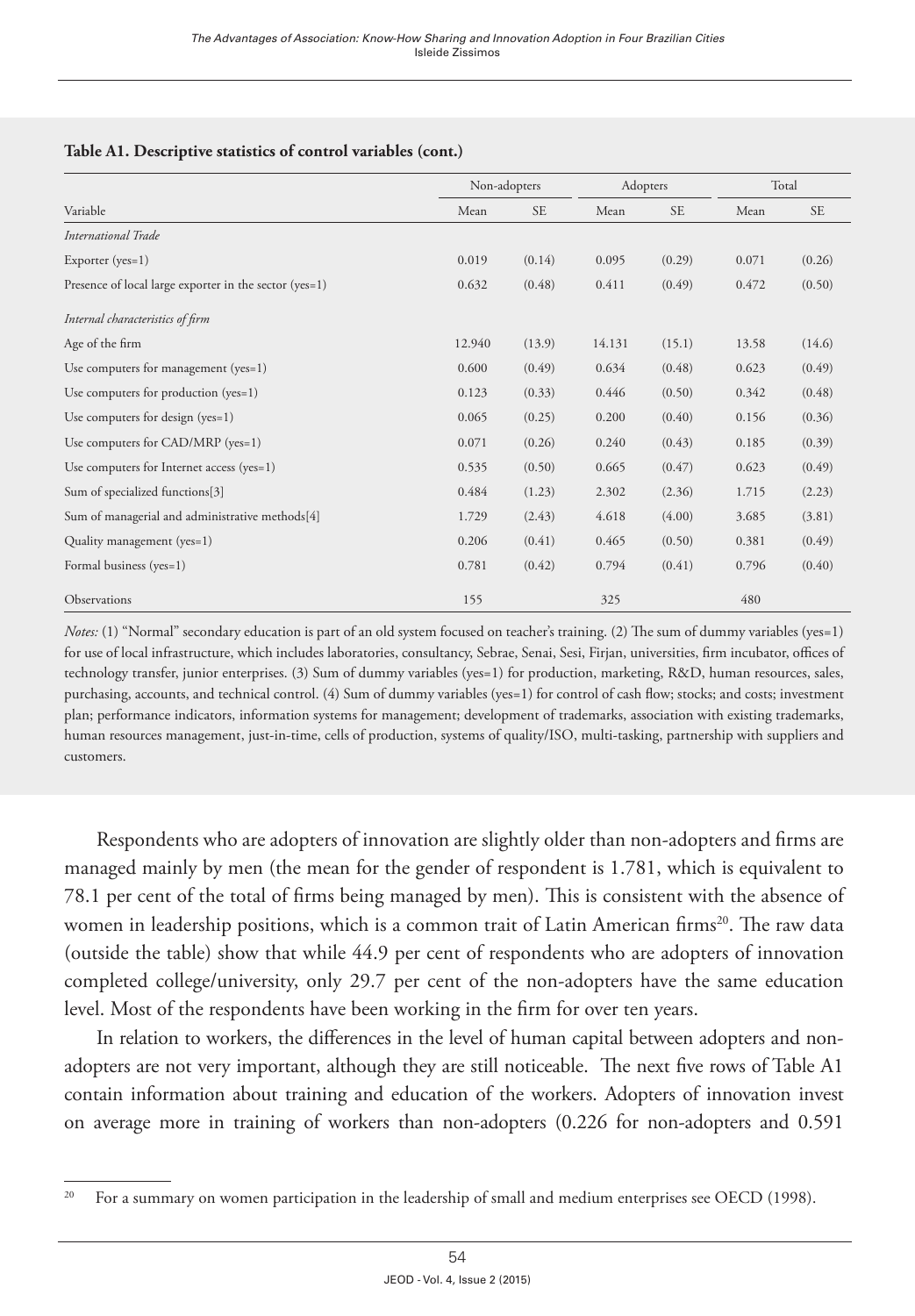**Table A1. Descriptive statistics of control variables (cont.)**

| | Non-adopters | | Adopters | | Total | |
|---|---|---|---|---|---|---|
| Variable | Mean | SE | Mean | SE | Mean | SE |
| *International Trade* | | | | | | |
| Exporter (yes=1) | 0.019 | (0.14) | 0.095 | (0.29) | 0.071 | (0.26) |
| Presence of local large exporter in the sector (yes=1) | 0.632 | (0.48) | 0.411 | (0.49) | 0.472 | (0.50) |
| *Internal characteristics of firm* | | | | | | |
| Age of the firm | 12.940 | (13.9) | 14.131 | (15.1) | 13.58 | (14.6) |
| Use computers for management (yes=1) | 0.600 | (0.49) | 0.634 | (0.48) | 0.623 | (0.49) |
| Use computers for production (yes=1) | 0.123 | (0.33) | 0.446 | (0.50) | 0.342 | (0.48) |
| Use computers for design (yes=1) | 0.065 | (0.25) | 0.200 | (0.40) | 0.156 | (0.36) |
| Use computers for CAD/MRP (yes=1) | 0.071 | (0.26) | 0.240 | (0.43) | 0.185 | (0.39) |
| Use computers for Internet access (yes=1) | 0.535 | (0.50) | 0.665 | (0.47) | 0.623 | (0.49) |
| Sum of specialized functions[3] | 0.484 | (1.23) | 2.302 | (2.36) | 1.715 | (2.23) |
| Sum of managerial and administrative methods[4] | 1.729 | (2.43) | 4.618 | (4.00) | 3.685 | (3.81) |
| Quality management (yes=1) | 0.206 | (0.41) | 0.465 | (0.50) | 0.381 | (0.49) |
| Formal business (yes=1) | 0.781 | (0.42) | 0.794 | (0.41) | 0.796 | (0.40) |
| Observations | 155 | | 325 | | 480 | |

*Notes:* (1) "Normal" secondary education is part of an old system focused on teacher's training. (2) The sum of dummy variables (yes=1) for use of local infrastructure, which includes laboratories, consultancy, Sebrae, Senai, Sesi, Firjan, universities, firm incubator, offices of technology transfer, junior enterprises. (3) Sum of dummy variables (yes=1) for production, marketing, R&D, human resources, sales, purchasing, accounts, and technical control. (4) Sum of dummy variables (yes=1) for control of cash flow; stocks; and costs; investment plan; performance indicators, information systems for management; development of trademarks, association with existing trademarks, human resources management, just-in-time, cells of production, systems of quality/ISO, multi-tasking, partnership with suppliers and customers.

Respondents who are adopters of innovation are slightly older than non-adopters and firms are managed mainly by men (the mean for the gender of respondent is 1.781, which is equivalent to 78.1 per cent of the total of firms being managed by men). This is consistent with the absence of women in leadership positions, which is a common trait of Latin American firms[20]. The raw data (outside the table) show that while 44.9 per cent of respondents who are adopters of innovation completed college/university, only 29.7 per cent of the non-adopters have the same education level. Most of the respondents have been working in the firm for over ten years.

In relation to workers, the differences in the level of human capital between adopters and non-adopters are not very important, although they are still noticeable. The next five rows of Table A1 contain information about training and education of the workers. Adopters of innovation invest on average more in training of workers than non-adopters (0.226 for non-adopters and 0.591

[20] For a summary on women participation in the leadership of small and medium enterprises see OECD (1998).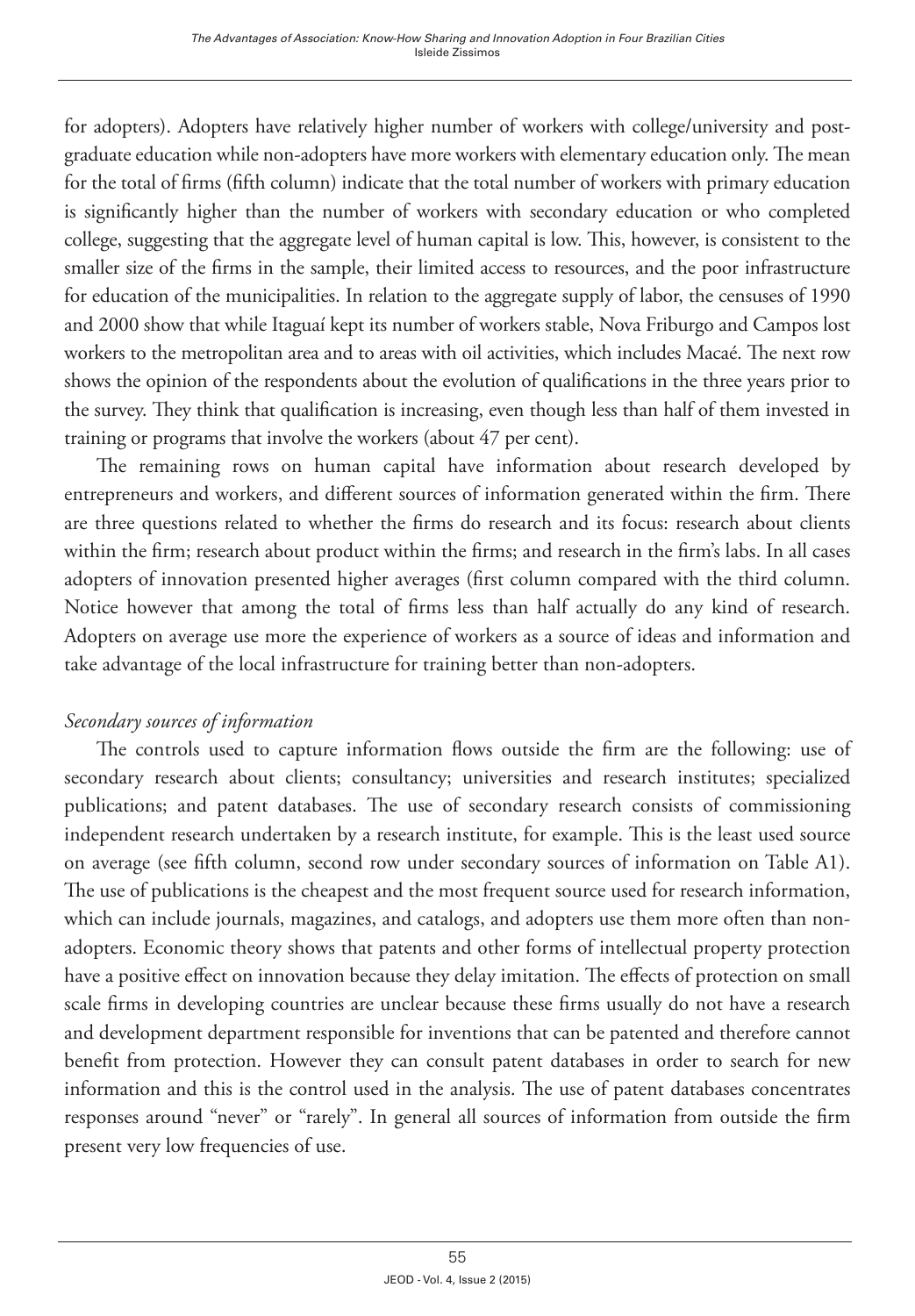for adopters). Adopters have relatively higher number of workers with college/university and post-graduate education while non-adopters have more workers with elementary education only. The mean for the total of firms (fifth column) indicate that the total number of workers with primary education is significantly higher than the number of workers with secondary education or who completed college, suggesting that the aggregate level of human capital is low. This, however, is consistent to the smaller size of the firms in the sample, their limited access to resources, and the poor infrastructure for education of the municipalities. In relation to the aggregate supply of labor, the censuses of 1990 and 2000 show that while Itaguaí kept its number of workers stable, Nova Friburgo and Campos lost workers to the metropolitan area and to areas with oil activities, which includes Macaé. The next row shows the opinion of the respondents about the evolution of qualifications in the three years prior to the survey. They think that qualification is increasing, even though less than half of them invested in training or programs that involve the workers (about 47 per cent).

The remaining rows on human capital have information about research developed by entrepreneurs and workers, and different sources of information generated within the firm. There are three questions related to whether the firms do research and its focus: research about clients within the firm; research about product within the firms; and research in the firm's labs. In all cases adopters of innovation presented higher averages (first column compared with the third column. Notice however that among the total of firms less than half actually do any kind of research. Adopters on average use more the experience of workers as a source of ideas and information and take advantage of the local infrastructure for training better than non-adopters.

*Secondary sources of information*

The controls used to capture information flows outside the firm are the following: use of secondary research about clients; consultancy; universities and research institutes; specialized publications; and patent databases. The use of secondary research consists of commissioning independent research undertaken by a research institute, for example. This is the least used source on average (see fifth column, second row under secondary sources of information on Table A1). The use of publications is the cheapest and the most frequent source used for research information, which can include journals, magazines, and catalogs, and adopters use them more often than non-adopters. Economic theory shows that patents and other forms of intellectual property protection have a positive effect on innovation because they delay imitation. The effects of protection on small scale firms in developing countries are unclear because these firms usually do not have a research and development department responsible for inventions that can be patented and therefore cannot benefit from protection. However they can consult patent databases in order to search for new information and this is the control used in the analysis. The use of patent databases concentrates responses around "never" or "rarely". In general all sources of information from outside the firm present very low frequencies of use.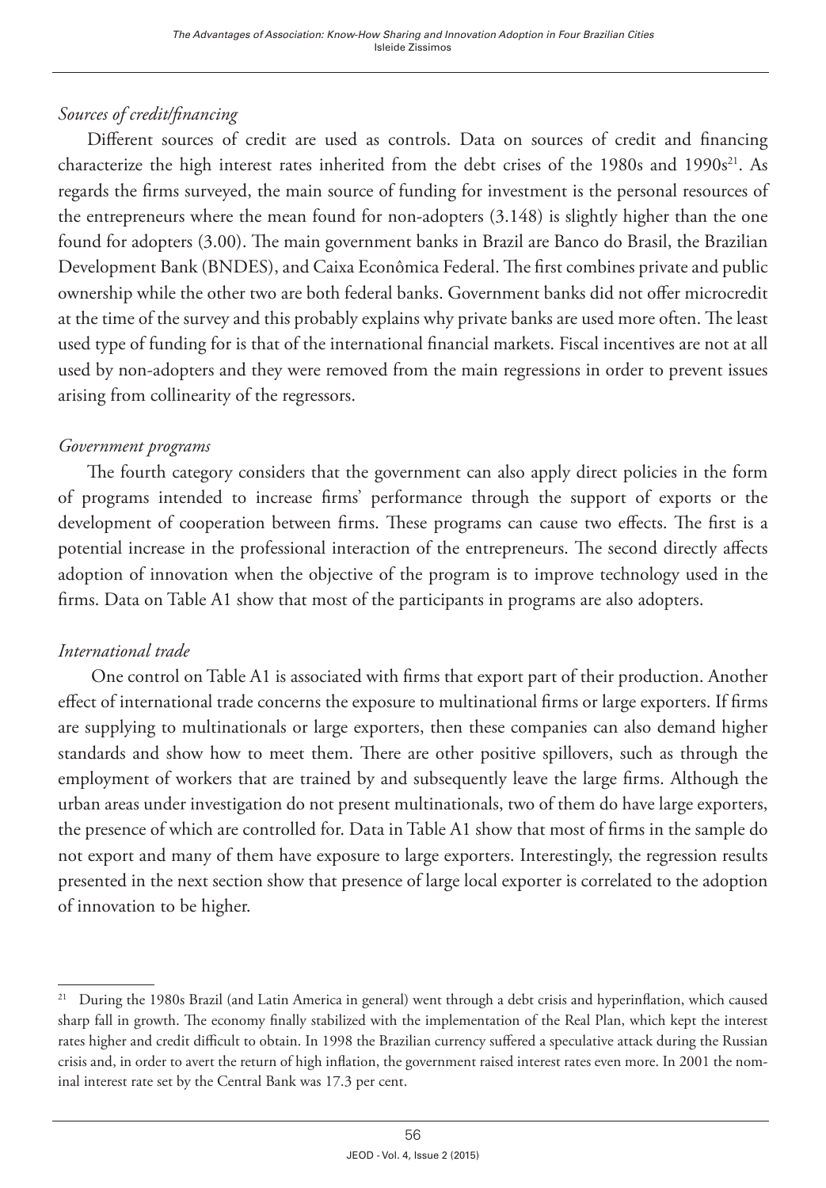*Sources of credit/financing*

Different sources of credit are used as controls. Data on sources of credit and financing characterize the high interest rates inherited from the debt crises of the 1980s and 1990s[21]. As regards the firms surveyed, the main source of funding for investment is the personal resources of the entrepreneurs where the mean found for non-adopters (3.148) is slightly higher than the one found for adopters (3.00). The main government banks in Brazil are Banco do Brasil, the Brazilian Development Bank (BNDES), and Caixa Econômica Federal. The first combines private and public ownership while the other two are both federal banks. Government banks did not offer microcredit at the time of the survey and this probably explains why private banks are used more often. The least used type of funding for is that of the international financial markets. Fiscal incentives are not at all used by non-adopters and they were removed from the main regressions in order to prevent issues arising from collinearity of the regressors.

*Government programs*

The fourth category considers that the government can also apply direct policies in the form of programs intended to increase firms' performance through the support of exports or the development of cooperation between firms. These programs can cause two effects. The first is a potential increase in the professional interaction of the entrepreneurs. The second directly affects adoption of innovation when the objective of the program is to improve technology used in the firms. Data on Table A1 show that most of the participants in programs are also adopters.

*International trade*

One control on Table A1 is associated with firms that export part of their production. Another effect of international trade concerns the exposure to multinational firms or large exporters. If firms are supplying to multinationals or large exporters, then these companies can also demand higher standards and show how to meet them. There are other positive spillovers, such as through the employment of workers that are trained by and subsequently leave the large firms. Although the urban areas under investigation do not present multinationals, two of them do have large exporters, the presence of which are controlled for. Data in Table A1 show that most of firms in the sample do not export and many of them have exposure to large exporters. Interestingly, the regression results presented in the next section show that presence of large local exporter is correlated to the adoption of innovation to be higher.

[21] During the 1980s Brazil (and Latin America in general) went through a debt crisis and hyperinflation, which caused sharp fall in growth. The economy finally stabilized with the implementation of the Real Plan, which kept the interest rates higher and credit difficult to obtain. In 1998 the Brazilian currency suffered a speculative attack during the Russian crisis and, in order to avert the return of high inflation, the government raised interest rates even more. In 2001 the nominal interest rate set by the Central Bank was 17.3 per cent.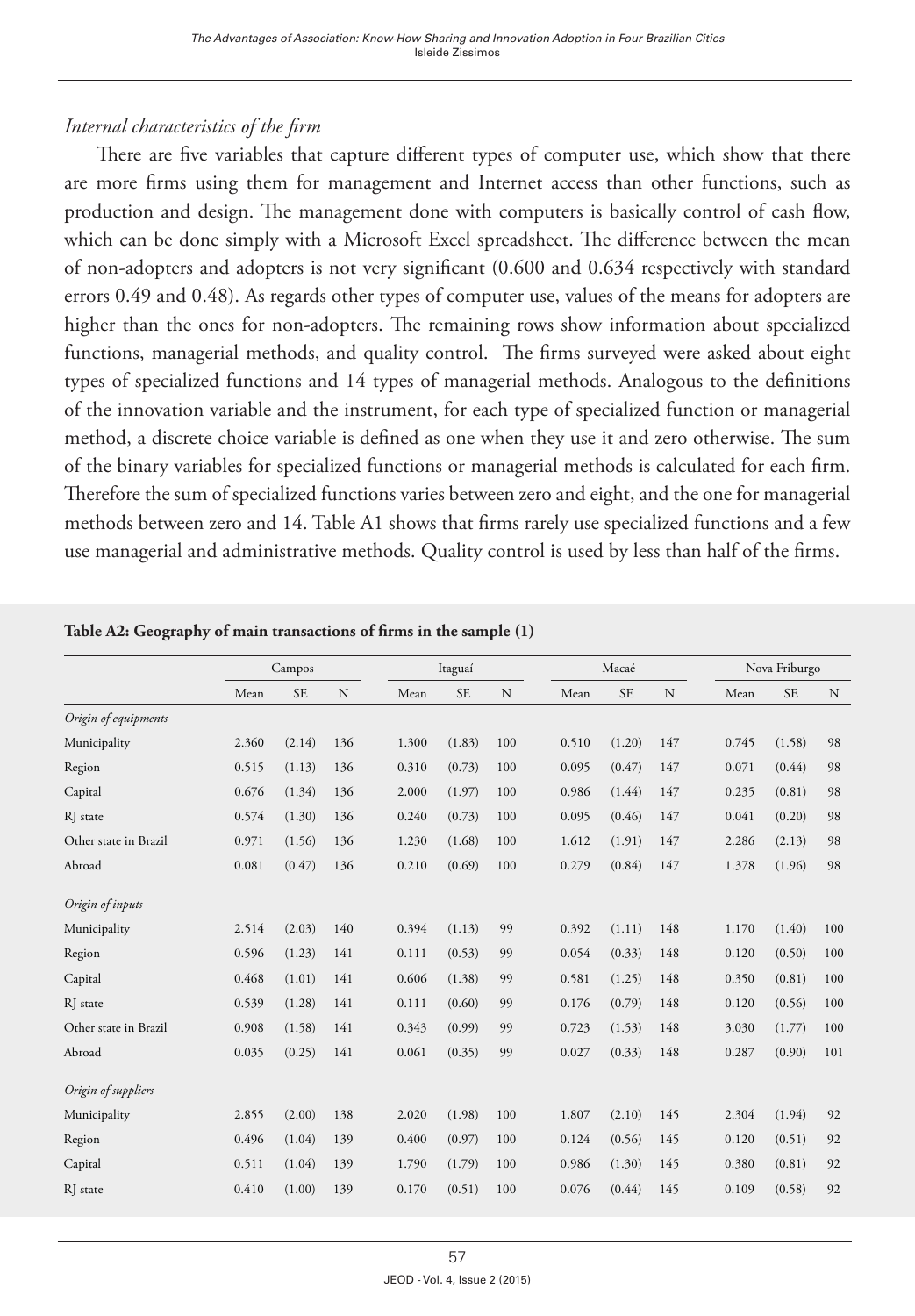*Internal characteristics of the firm*

There are five variables that capture different types of computer use, which show that there are more firms using them for management and Internet access than other functions, such as production and design. The management done with computers is basically control of cash flow, which can be done simply with a Microsoft Excel spreadsheet. The difference between the mean of non-adopters and adopters is not very significant (0.600 and 0.634 respectively with standard errors 0.49 and 0.48). As regards other types of computer use, values of the means for adopters are higher than the ones for non-adopters. The remaining rows show information about specialized functions, managerial methods, and quality control. The firms surveyed were asked about eight types of specialized functions and 14 types of managerial methods. Analogous to the definitions of the innovation variable and the instrument, for each type of specialized function or managerial method, a discrete choice variable is defined as one when they use it and zero otherwise. The sum of the binary variables for specialized functions or managerial methods is calculated for each firm. Therefore the sum of specialized functions varies between zero and eight, and the one for managerial methods between zero and 14. Table A1 shows that firms rarely use specialized functions and a few use managerial and administrative methods. Quality control is used by less than half of the firms.

**Table A2: Geography of main transactions of firms in the sample (1)**

| | Campos | | | Itaguaí | | | Macaé | | | Nova Friburgo | | |
|---|---|---|---|---|---|---|---|---|---|---|---|---|
| | Mean | SE | N | Mean | SE | N | Mean | SE | N | Mean | SE | N |
| *Origin of equipments* | | | | | | | | | | | | |
| Municipality | 2.360 | (2.14) | 136 | 1.300 | (1.83) | 100 | 0.510 | (1.20) | 147 | 0.745 | (1.58) | 98 |
| Region | 0.515 | (1.13) | 136 | 0.310 | (0.73) | 100 | 0.095 | (0.47) | 147 | 0.071 | (0.44) | 98 |
| Capital | 0.676 | (1.34) | 136 | 2.000 | (1.97) | 100 | 0.986 | (1.44) | 147 | 0.235 | (0.81) | 98 |
| RJ state | 0.574 | (1.30) | 136 | 0.240 | (0.73) | 100 | 0.095 | (0.46) | 147 | 0.041 | (0.20) | 98 |
| Other state in Brazil | 0.971 | (1.56) | 136 | 1.230 | (1.68) | 100 | 1.612 | (1.91) | 147 | 2.286 | (2.13) | 98 |
| Abroad | 0.081 | (0.47) | 136 | 0.210 | (0.69) | 100 | 0.279 | (0.84) | 147 | 1.378 | (1.96) | 98 |
| *Origin of inputs* | | | | | | | | | | | | |
| Municipality | 2.514 | (2.03) | 140 | 0.394 | (1.13) | 99 | 0.392 | (1.11) | 148 | 1.170 | (1.40) | 100 |
| Region | 0.596 | (1.23) | 141 | 0.111 | (0.53) | 99 | 0.054 | (0.33) | 148 | 0.120 | (0.50) | 100 |
| Capital | 0.468 | (1.01) | 141 | 0.606 | (1.38) | 99 | 0.581 | (1.25) | 148 | 0.350 | (0.81) | 100 |
| RJ state | 0.539 | (1.28) | 141 | 0.111 | (0.60) | 99 | 0.176 | (0.79) | 148 | 0.120 | (0.56) | 100 |
| Other state in Brazil | 0.908 | (1.58) | 141 | 0.343 | (0.99) | 99 | 0.723 | (1.53) | 148 | 3.030 | (1.77) | 100 |
| Abroad | 0.035 | (0.25) | 141 | 0.061 | (0.35) | 99 | 0.027 | (0.33) | 148 | 0.287 | (0.90) | 101 |
| *Origin of suppliers* | | | | | | | | | | | | |
| Municipality | 2.855 | (2.00) | 138 | 2.020 | (1.98) | 100 | 1.807 | (2.10) | 145 | 2.304 | (1.94) | 92 |
| Region | 0.496 | (1.04) | 139 | 0.400 | (0.97) | 100 | 0.124 | (0.56) | 145 | 0.120 | (0.51) | 92 |
| Capital | 0.511 | (1.04) | 139 | 1.790 | (1.79) | 100 | 0.986 | (1.30) | 145 | 0.380 | (0.81) | 92 |
| RJ state | 0.410 | (1.00) | 139 | 0.170 | (0.51) | 100 | 0.076 | (0.44) | 145 | 0.109 | (0.58) | 92 |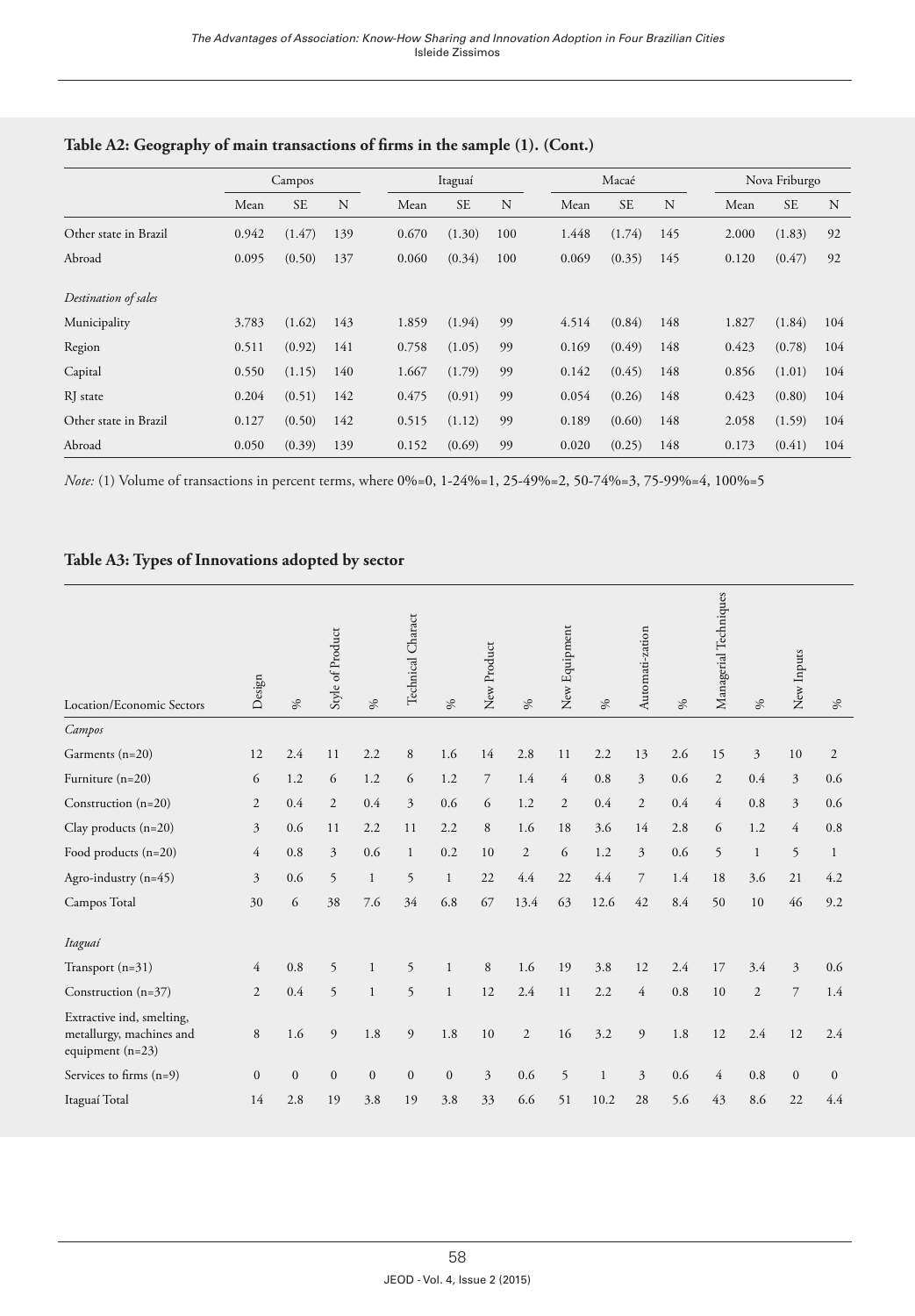**Table A2: Geography of main transactions of firms in the sample (1). (Cont.)**

| | Campos | | | Itaguaí | | | Macaé | | | Nova Friburgo | | |
|---|---|---|---|---|---|---|---|---|---|---|---|---|
| | Mean | SE | N | Mean | SE | N | Mean | SE | N | Mean | SE | N |
| Other state in Brazil | 0.942 | (1.47) | 139 | 0.670 | (1.30) | 100 | 1.448 | (1.74) | 145 | 2.000 | (1.83) | 92 |
| Abroad | 0.095 | (0.50) | 137 | 0.060 | (0.34) | 100 | 0.069 | (0.35) | 145 | 0.120 | (0.47) | 92 |
| *Destination of sales* | | | | | | | | | | | | |
| Municipality | 3.783 | (1.62) | 143 | 1.859 | (1.94) | 99 | 4.514 | (0.84) | 148 | 1.827 | (1.84) | 104 |
| Region | 0.511 | (0.92) | 141 | 0.758 | (1.05) | 99 | 0.169 | (0.49) | 148 | 0.423 | (0.78) | 104 |
| Capital | 0.550 | (1.15) | 140 | 1.667 | (1.79) | 99 | 0.142 | (0.45) | 148 | 0.856 | (1.01) | 104 |
| RJ state | 0.204 | (0.51) | 142 | 0.475 | (0.91) | 99 | 0.054 | (0.26) | 148 | 0.423 | (0.80) | 104 |
| Other state in Brazil | 0.127 | (0.50) | 142 | 0.515 | (1.12) | 99 | 0.189 | (0.60) | 148 | 2.058 | (1.59) | 104 |
| Abroad | 0.050 | (0.39) | 139 | 0.152 | (0.69) | 99 | 0.020 | (0.25) | 148 | 0.173 | (0.41) | 104 |

*Note:* (1) Volume of transactions in percent terms, where 0%=0, 1-24%=1, 25-49%=2, 50-74%=3, 75-99%=4, 100%=5

**Table A3: Types of Innovations adopted by sector**

| Location/Economic Sectors | Design | % | Style of Product | % | Technical Charact | % | New Product | % | New Equipment | % | Automati-zation | % | Managerial Techniques | % | New Inputs | % |
|---|---|---|---|---|---|---|---|---|---|---|---|---|---|---|---|---|
| *Campos* | | | | | | | | | | | | | | | | |
| Garments (n=20) | 12 | 2.4 | 11 | 2.2 | 8 | 1.6 | 14 | 2.8 | 11 | 2.2 | 13 | 2.6 | 15 | 3 | 10 | 2 |
| Furniture (n=20) | 6 | 1.2 | 6 | 1.2 | 6 | 1.2 | 7 | 1.4 | 4 | 0.8 | 3 | 0.6 | 2 | 0.4 | 3 | 0.6 |
| Construction (n=20) | 2 | 0.4 | 2 | 0.4 | 3 | 0.6 | 6 | 1.2 | 2 | 0.4 | 2 | 0.4 | 4 | 0.8 | 3 | 0.6 |
| Clay products (n=20) | 3 | 0.6 | 11 | 2.2 | 11 | 2.2 | 8 | 1.6 | 18 | 3.6 | 14 | 2.8 | 6 | 1.2 | 4 | 0.8 |
| Food products (n=20) | 4 | 0.8 | 3 | 0.6 | 1 | 0.2 | 10 | 2 | 6 | 1.2 | 3 | 0.6 | 5 | 1 | 5 | 1 |
| Agro-industry (n=45) | 3 | 0.6 | 5 | 1 | 5 | 1 | 22 | 4.4 | 22 | 4.4 | 7 | 1.4 | 18 | 3.6 | 21 | 4.2 |
| Campos Total | 30 | 6 | 38 | 7.6 | 34 | 6.8 | 67 | 13.4 | 63 | 12.6 | 42 | 8.4 | 50 | 10 | 46 | 9.2 |
| *Itaguaí* | | | | | | | | | | | | | | | | |
| Transport (n=31) | 4 | 0.8 | 5 | 1 | 5 | 1 | 8 | 1.6 | 19 | 3.8 | 12 | 2.4 | 17 | 3.4 | 3 | 0.6 |
| Construction (n=37) | 2 | 0.4 | 5 | 1 | 5 | 1 | 12 | 2.4 | 11 | 2.2 | 4 | 0.8 | 10 | 2 | 7 | 1.4 |
| Extractive ind, smelting, metallurgy, machines and equipment (n=23) | 8 | 1.6 | 9 | 1.8 | 9 | 1.8 | 10 | 2 | 16 | 3.2 | 9 | 1.8 | 12 | 2.4 | 12 | 2.4 |
| Services to firms (n=9) | 0 | 0 | 0 | 0 | 0 | 0 | 3 | 0.6 | 5 | 1 | 3 | 0.6 | 4 | 0.8 | 0 | 0 |
| Itaguaí Total | 14 | 2.8 | 19 | 3.8 | 19 | 3.8 | 33 | 6.6 | 51 | 10.2 | 28 | 5.6 | 43 | 8.6 | 22 | 4.4 |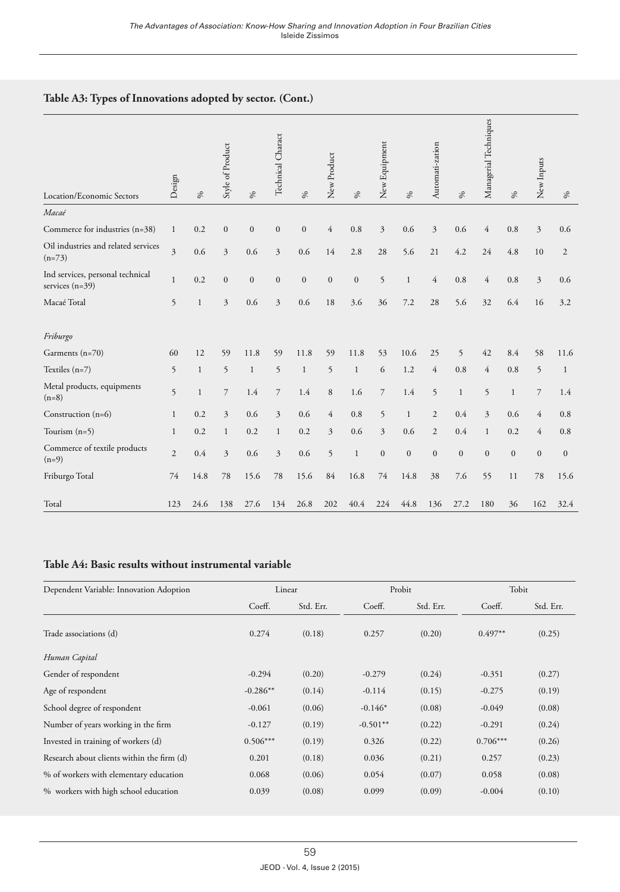**Table A3: Types of Innovations adopted by sector. (Cont.)**

| Location/Economic Sectors | Design | % | Style of Product | % | Technical Charact | % | New Product | % | New Equipment | % | Automati-zation | % | Managerial Techniques | % | New Inputs | % |
|---|---|---|---|---|---|---|---|---|---|---|---|---|---|---|---|---|
| *Macaé* | | | | | | | | | | | | | | | | |
| Commerce for industries (n=38) | 1 | 0.2 | 0 | 0 | 0 | 0 | 4 | 0.8 | 3 | 0.6 | 3 | 0.6 | 4 | 0.8 | 3 | 0.6 |
| Oil industries and related services (n=73) | 3 | 0.6 | 3 | 0.6 | 3 | 0.6 | 14 | 2.8 | 28 | 5.6 | 21 | 4.2 | 24 | 4.8 | 10 | 2 |
| Ind services, personal technical services (n=39) | 1 | 0.2 | 0 | 0 | 0 | 0 | 0 | 0 | 5 | 1 | 4 | 0.8 | 4 | 0.8 | 3 | 0.6 |
| Macaé Total | 5 | 1 | 3 | 0.6 | 3 | 0.6 | 18 | 3.6 | 36 | 7.2 | 28 | 5.6 | 32 | 6.4 | 16 | 3.2 |
| *Friburgo* | | | | | | | | | | | | | | | | |
| Garments (n=70) | 60 | 12 | 59 | 11.8 | 59 | 11.8 | 59 | 11.8 | 53 | 10.6 | 25 | 5 | 42 | 8.4 | 58 | 11.6 |
| Textiles (n=7) | 5 | 1 | 5 | 1 | 5 | 1 | 5 | 1 | 6 | 1.2 | 4 | 0.8 | 4 | 0.8 | 5 | 1 |
| Metal products, equipments (n=8) | 5 | 1 | 7 | 1.4 | 7 | 1.4 | 8 | 1.6 | 7 | 1.4 | 5 | 1 | 5 | 1 | 7 | 1.4 |
| Construction (n=6) | 1 | 0.2 | 3 | 0.6 | 3 | 0.6 | 4 | 0.8 | 5 | 1 | 2 | 0.4 | 3 | 0.6 | 4 | 0.8 |
| Tourism (n=5) | 1 | 0.2 | 1 | 0.2 | 1 | 0.2 | 3 | 0.6 | 3 | 0.6 | 2 | 0.4 | 1 | 0.2 | 4 | 0.8 |
| Commerce of textile products (n=9) | 2 | 0.4 | 3 | 0.6 | 3 | 0.6 | 5 | 1 | 0 | 0 | 0 | 0 | 0 | 0 | 0 | 0 |
| Friburgo Total | 74 | 14.8 | 78 | 15.6 | 78 | 15.6 | 84 | 16.8 | 74 | 14.8 | 38 | 7.6 | 55 | 11 | 78 | 15.6 |
| Total | 123 | 24.6 | 138 | 27.6 | 134 | 26.8 | 202 | 40.4 | 224 | 44.8 | 136 | 27.2 | 180 | 36 | 162 | 32.4 |

**Table A4: Basic results without instrumental variable**

| Dependent Variable: Innovation Adoption | Linear | | Probit | | Tobit | |
|---|---|---|---|---|---|---|
| | Coeff. | Std. Err. | Coeff. | Std. Err. | Coeff. | Std. Err. |
| Trade associations (d) | 0.274 | (0.18) | 0.257 | (0.20) | 0.497** | (0.25) |
| *Human Capital* | | | | | | |
| Gender of respondent | -0.294 | (0.20) | -0.279 | (0.24) | -0.351 | (0.27) |
| Age of respondent | -0.286** | (0.14) | -0.114 | (0.15) | -0.275 | (0.19) |
| School degree of respondent | -0.061 | (0.06) | -0.146* | (0.08) | -0.049 | (0.08) |
| Number of years working in the firm | -0.127 | (0.19) | -0.501** | (0.22) | -0.291 | (0.24) |
| Invested in training of workers (d) | 0.506*** | (0.19) | 0.326 | (0.22) | 0.706*** | (0.26) |
| Research about clients within the firm (d) | 0.201 | (0.18) | 0.036 | (0.21) | 0.257 | (0.23) |
| % of workers with elementary education | 0.068 | (0.06) | 0.054 | (0.07) | 0.058 | (0.08) |
| % workers with high school education | 0.039 | (0.08) | 0.099 | (0.09) | -0.004 | (0.10) |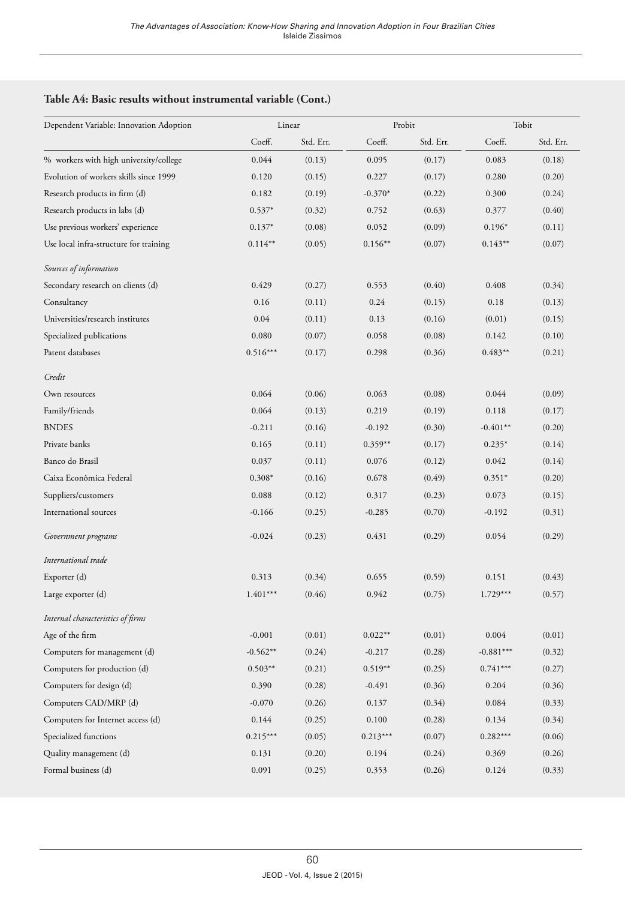**Table A4: Basic results without instrumental variable (Cont.)**

| Dependent Variable: Innovation Adoption | Linear | | Probit | | Tobit | |
|---|---|---|---|---|---|---|
| | Coeff. | Std. Err. | Coeff. | Std. Err. | Coeff. | Std. Err. |
| % workers with high university/college | 0.044 | (0.13) | 0.095 | (0.17) | 0.083 | (0.18) |
| Evolution of workers skills since 1999 | 0.120 | (0.15) | 0.227 | (0.17) | 0.280 | (0.20) |
| Research products in firm (d) | 0.182 | (0.19) | -0.370* | (0.22) | 0.300 | (0.24) |
| Research products in labs (d) | 0.537* | (0.32) | 0.752 | (0.63) | 0.377 | (0.40) |
| Use previous workers' experience | 0.137* | (0.08) | 0.052 | (0.09) | 0.196* | (0.11) |
| Use local infra-structure for training | 0.114** | (0.05) | 0.156** | (0.07) | 0.143** | (0.07) |
| *Sources of information* | | | | | | |
| Secondary research on clients (d) | 0.429 | (0.27) | 0.553 | (0.40) | 0.408 | (0.34) |
| Consultancy | 0.16 | (0.11) | 0.24 | (0.15) | 0.18 | (0.13) |
| Universities/research institutes | 0.04 | (0.11) | 0.13 | (0.16) | (0.01) | (0.15) |
| Specialized publications | 0.080 | (0.07) | 0.058 | (0.08) | 0.142 | (0.10) |
| Patent databases | 0.516*** | (0.17) | 0.298 | (0.36) | 0.483** | (0.21) |
| *Credit* | | | | | | |
| Own resources | 0.064 | (0.06) | 0.063 | (0.08) | 0.044 | (0.09) |
| Family/friends | 0.064 | (0.13) | 0.219 | (0.19) | 0.118 | (0.17) |
| BNDES | -0.211 | (0.16) | -0.192 | (0.30) | -0.401** | (0.20) |
| Private banks | 0.165 | (0.11) | 0.359** | (0.17) | 0.235* | (0.14) |
| Banco do Brasil | 0.037 | (0.11) | 0.076 | (0.12) | 0.042 | (0.14) |
| Caixa Econômica Federal | 0.308* | (0.16) | 0.678 | (0.49) | 0.351* | (0.20) |
| Suppliers/customers | 0.088 | (0.12) | 0.317 | (0.23) | 0.073 | (0.15) |
| International sources | -0.166 | (0.25) | -0.285 | (0.70) | -0.192 | (0.31) |
| *Government programs* | -0.024 | (0.23) | 0.431 | (0.29) | 0.054 | (0.29) |
| *International trade* | | | | | | |
| Exporter (d) | 0.313 | (0.34) | 0.655 | (0.59) | 0.151 | (0.43) |
| Large exporter (d) | 1.401*** | (0.46) | 0.942 | (0.75) | 1.729*** | (0.57) |
| *Internal characteristics of firms* | | | | | | |
| Age of the firm | -0.001 | (0.01) | 0.022** | (0.01) | 0.004 | (0.01) |
| Computers for management (d) | -0.562** | (0.24) | -0.217 | (0.28) | -0.881*** | (0.32) |
| Computers for production (d) | 0.503** | (0.21) | 0.519** | (0.25) | 0.741*** | (0.27) |
| Computers for design (d) | 0.390 | (0.28) | -0.491 | (0.36) | 0.204 | (0.36) |
| Computers CAD/MRP (d) | -0.070 | (0.26) | 0.137 | (0.34) | 0.084 | (0.33) |
| Computers for Internet access (d) | 0.144 | (0.25) | 0.100 | (0.28) | 0.134 | (0.34) |
| Specialized functions | 0.215*** | (0.05) | 0.213*** | (0.07) | 0.282*** | (0.06) |
| Quality management (d) | 0.131 | (0.20) | 0.194 | (0.24) | 0.369 | (0.26) |
| Formal business (d) | 0.091 | (0.25) | 0.353 | (0.26) | 0.124 | (0.33) |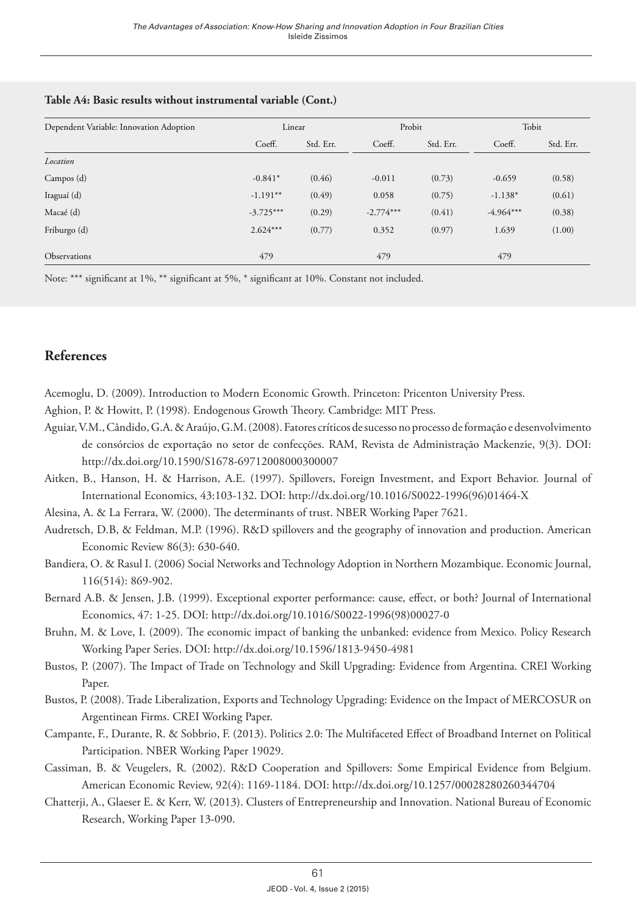**Table A4: Basic results without instrumental variable (Cont.)**

| Dependent Variable: Innovation Adoption | Linear | | Probit | | Tobit | |
|---|---|---|---|---|---|---|
| | Coeff. | Std. Err. | Coeff. | Std. Err. | Coeff. | Std. Err. |
| *Location* | | | | | | |
| Campos (d) | -0.841* | (0.46) | -0.011 | (0.73) | -0.659 | (0.58) |
| Itaguaí (d) | -1.191** | (0.49) | 0.058 | (0.75) | -1.138* | (0.61) |
| Macaé (d) | -3.725*** | (0.29) | -2.774*** | (0.41) | -4.964*** | (0.38) |
| Friburgo (d) | 2.624*** | (0.77) | 0.352 | (0.97) | 1.639 | (1.00) |
| Observations | 479 | | 479 | | 479 | |

Note: *** significant at 1%, ** significant at 5%, * significant at 10%. Constant not included.

## References

Acemoglu, D. (2009). Introduction to Modern Economic Growth. Princeton: Pricenton University Press.

Aghion, P. & Howitt, P. (1998). Endogenous Growth Theory. Cambridge: MIT Press.

Aguiar, V.M., Cândido, G.A. & Araújo, G.M. (2008). Fatores críticos de sucesso no processo de formação e desenvolvimento de consórcios de exportação no setor de confecções. RAM, Revista de Administração Mackenzie, 9(3). DOI: http://dx.doi.org/10.1590/S1678-69712008000300007

Aitken, B., Hanson, H. & Harrison, A.E. (1997). Spillovers, Foreign Investment, and Export Behavior. Journal of International Economics, 43:103-132. DOI: http://dx.doi.org/10.1016/S0022-1996(96)01464-X

Alesina, A. & La Ferrara, W. (2000). The determinants of trust. NBER Working Paper 7621.

Audretsch, D.B, & Feldman, M.P. (1996). R&D spillovers and the geography of innovation and production. American Economic Review 86(3): 630-640.

Bandiera, O. & Rasul I. (2006) Social Networks and Technology Adoption in Northern Mozambique. Economic Journal, 116(514): 869-902.

Bernard A.B. & Jensen, J.B. (1999). Exceptional exporter performance: cause, effect, or both? Journal of International Economics, 47: 1-25. DOI: http://dx.doi.org/10.1016/S0022-1996(98)00027-0

Bruhn, M. & Love, I. (2009). The economic impact of banking the unbanked: evidence from Mexico. Policy Research Working Paper Series. DOI: http://dx.doi.org/10.1596/1813-9450-4981

Bustos, P. (2007). The Impact of Trade on Technology and Skill Upgrading: Evidence from Argentina. CREI Working Paper.

Bustos, P. (2008). Trade Liberalization, Exports and Technology Upgrading: Evidence on the Impact of MERCOSUR on Argentinean Firms. CREI Working Paper.

Campante, F., Durante, R. & Sobbrio, F. (2013). Politics 2.0: The Multifaceted Effect of Broadband Internet on Political Participation. NBER Working Paper 19029.

Cassiman, B. & Veugelers, R. (2002). R&D Cooperation and Spillovers: Some Empirical Evidence from Belgium. American Economic Review, 92(4): 1169-1184. DOI: http://dx.doi.org/10.1257/00028280260344704

Chatterji, A., Glaeser E. & Kerr, W. (2013). Clusters of Entrepreneurship and Innovation. National Bureau of Economic Research, Working Paper 13-090.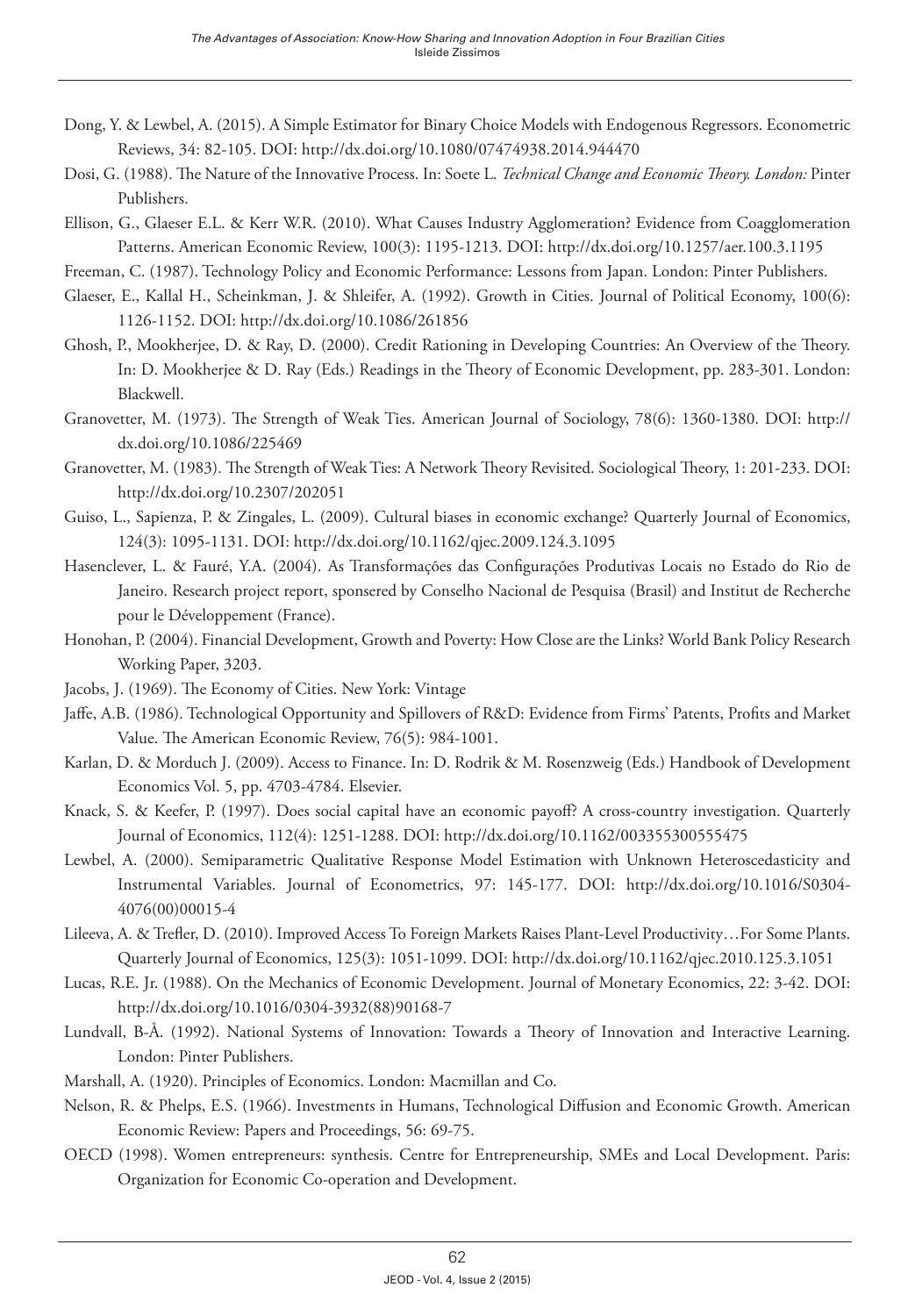Dong, Y. & Lewbel, A. (2015). A Simple Estimator for Binary Choice Models with Endogenous Regressors. Econometric Reviews, 34: 82-105. DOI: http://dx.doi.org/10.1080/07474938.2014.944470

Dosi, G. (1988). The Nature of the Innovative Process. In: Soete L. *Technical Change and Economic Theory. London:* Pinter Publishers.

Ellison, G., Glaeser E.L. & Kerr W.R. (2010). What Causes Industry Agglomeration? Evidence from Coagglomeration Patterns. American Economic Review, 100(3): 1195-1213. DOI: http://dx.doi.org/10.1257/aer.100.3.1195

Freeman, C. (1987). Technology Policy and Economic Performance: Lessons from Japan. London: Pinter Publishers.

Glaeser, E., Kallal H., Scheinkman, J. & Shleifer, A. (1992). Growth in Cities. Journal of Political Economy, 100(6): 1126-1152. DOI: http://dx.doi.org/10.1086/261856

Ghosh, P., Mookherjee, D. & Ray, D. (2000). Credit Rationing in Developing Countries: An Overview of the Theory. In: D. Mookherjee & D. Ray (Eds.) Readings in the Theory of Economic Development, pp. 283-301. London: Blackwell.

Granovetter, M. (1973). The Strength of Weak Ties. American Journal of Sociology, 78(6): 1360-1380. DOI: http://dx.doi.org/10.1086/225469

Granovetter, M. (1983). The Strength of Weak Ties: A Network Theory Revisited. Sociological Theory, 1: 201-233. DOI: http://dx.doi.org/10.2307/202051

Guiso, L., Sapienza, P. & Zingales, L. (2009). Cultural biases in economic exchange? Quarterly Journal of Economics, 124(3): 1095-1131. DOI: http://dx.doi.org/10.1162/qjec.2009.124.3.1095

Hasenclever, L. & Fauré, Y.A. (2004). As Transformações das Configurações Produtivas Locais no Estado do Rio de Janeiro. Research project report, sponsered by Conselho Nacional de Pesquisa (Brasil) and Institut de Recherche pour le Développement (France).

Honohan, P. (2004). Financial Development, Growth and Poverty: How Close are the Links? World Bank Policy Research Working Paper, 3203.

Jacobs, J. (1969). The Economy of Cities. New York: Vintage

Jaffe, A.B. (1986). Technological Opportunity and Spillovers of R&D: Evidence from Firms' Patents, Profits and Market Value. The American Economic Review, 76(5): 984-1001.

Karlan, D. & Morduch J. (2009). Access to Finance. In: D. Rodrik & M. Rosenzweig (Eds.) Handbook of Development Economics Vol. 5, pp. 4703-4784. Elsevier.

Knack, S. & Keefer, P. (1997). Does social capital have an economic payoff? A cross-country investigation. Quarterly Journal of Economics, 112(4): 1251-1288. DOI: http://dx.doi.org/10.1162/003355300555475

Lewbel, A. (2000). Semiparametric Qualitative Response Model Estimation with Unknown Heteroscedasticity and Instrumental Variables. Journal of Econometrics, 97: 145-177. DOI: http://dx.doi.org/10.1016/S0304-4076(00)00015-4

Lileeva, A. & Trefler, D. (2010). Improved Access To Foreign Markets Raises Plant-Level Productivity…For Some Plants. Quarterly Journal of Economics, 125(3): 1051-1099. DOI: http://dx.doi.org/10.1162/qjec.2010.125.3.1051

Lucas, R.E. Jr. (1988). On the Mechanics of Economic Development. Journal of Monetary Economics, 22: 3-42. DOI: http://dx.doi.org/10.1016/0304-3932(88)90168-7

Lundvall, B-Å. (1992). National Systems of Innovation: Towards a Theory of Innovation and Interactive Learning. London: Pinter Publishers.

Marshall, A. (1920). Principles of Economics. London: Macmillan and Co.

Nelson, R. & Phelps, E.S. (1966). Investments in Humans, Technological Diffusion and Economic Growth. American Economic Review: Papers and Proceedings, 56: 69-75.

OECD (1998). Women entrepreneurs: synthesis. Centre for Entrepreneurship, SMEs and Local Development. Paris: Organization for Economic Co-operation and Development.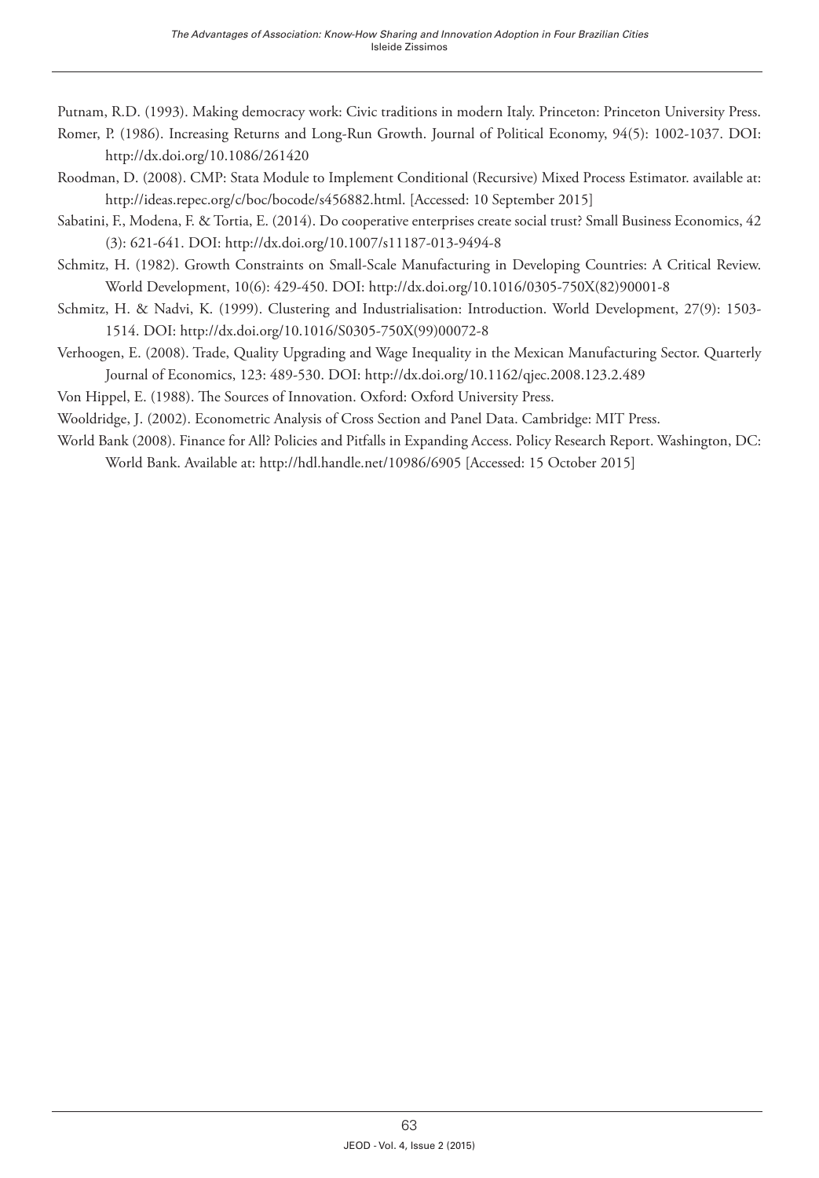Putnam, R.D. (1993). Making democracy work: Civic traditions in modern Italy. Princeton: Princeton University Press.

Romer, P. (1986). Increasing Returns and Long-Run Growth. Journal of Political Economy, 94(5): 1002-1037. DOI: http://dx.doi.org/10.1086/261420

Roodman, D. (2008). CMP: Stata Module to Implement Conditional (Recursive) Mixed Process Estimator. available at: http://ideas.repec.org/c/boc/bocode/s456882.html. [Accessed: 10 September 2015]

Sabatini, F., Modena, F. & Tortia, E. (2014). Do cooperative enterprises create social trust? Small Business Economics, 42 (3): 621-641. DOI: http://dx.doi.org/10.1007/s11187-013-9494-8

Schmitz, H. (1982). Growth Constraints on Small-Scale Manufacturing in Developing Countries: A Critical Review. World Development, 10(6): 429-450. DOI: http://dx.doi.org/10.1016/0305-750X(82)90001-8

Schmitz, H. & Nadvi, K. (1999). Clustering and Industrialisation: Introduction. World Development, 27(9): 1503-1514. DOI: http://dx.doi.org/10.1016/S0305-750X(99)00072-8

Verhoogen, E. (2008). Trade, Quality Upgrading and Wage Inequality in the Mexican Manufacturing Sector. Quarterly Journal of Economics, 123: 489-530. DOI: http://dx.doi.org/10.1162/qjec.2008.123.2.489

Von Hippel, E. (1988). The Sources of Innovation. Oxford: Oxford University Press.

Wooldridge, J. (2002). Econometric Analysis of Cross Section and Panel Data. Cambridge: MIT Press.

World Bank (2008). Finance for All? Policies and Pitfalls in Expanding Access. Policy Research Report. Washington, DC: World Bank. Available at: http://hdl.handle.net/10986/6905 [Accessed: 15 October 2015]